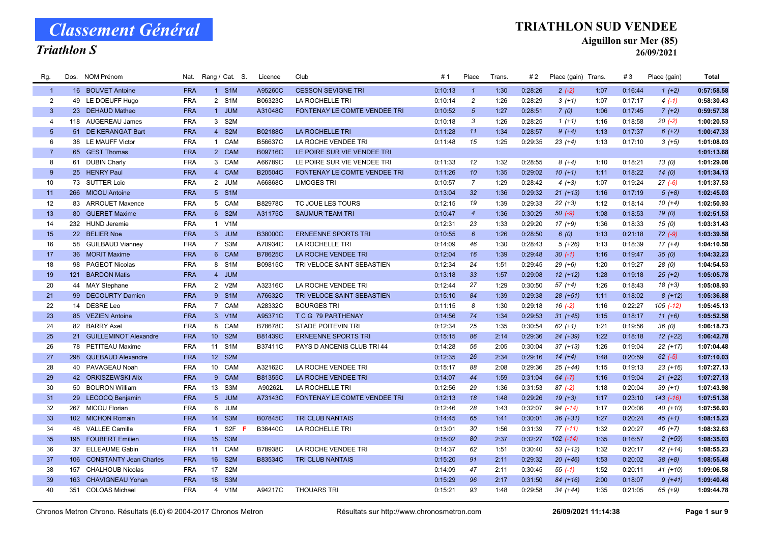# Classement Général

## Triathlon S

**TRIATHLON SUD VENDEE**

**Aiguillon sur Mer (85)**

**26/09/2021**

| Rg. | Dos. | NOM Prénom | Nat. | Rang / Cat. | S. | Licence | Club | # 1 | Place | Trans. | # 2 | Place (gain) | Trans. | # 3 | Place (gain) | Total |
|---|---|---|---|---|---|---|---|---|---|---|---|---|---|---|---|---|
| 1 | 16 | BOUVET Antoine | FRA | 1 S1M | | A95260C | CESSON SEVIGNE TRI | 0:10:13 | 1 | 1:30 | 0:28:26 | 2 (-2) | 1:07 | 0:16:44 | 1 (+2) | 0:57:58.58 |
| 2 | 49 | LE DOEUFF Hugo | FRA | 2 S1M | | B06323C | LA ROCHELLE TRI | 0:10:14 | 2 | 1:26 | 0:28:29 | 3 (+1) | 1:07 | 0:17:17 | 4 (-1) | 0:58:30.43 |
| 3 | 23 | DEHAUD Matheo | FRA | 1 JUM | | A31048C | FONTENAY LE COMTE VENDEE TRI | 0:10:52 | 5 | 1:27 | 0:28:51 | 7 (0) | 1:06 | 0:17:45 | 7 (+2) | 0:59:57.38 |
| 4 | 118 | AUGEREAU James | FRA | 3 S2M | | | | 0:10:18 | 3 | 1:26 | 0:28:25 | 1 (+1) | 1:16 | 0:18:58 | 20 (-2) | 1:00:20.53 |
| 5 | 51 | DE KERANGAT Bart | FRA | 4 S2M | | B02188C | LA ROCHELLE TRI | 0:11:28 | 11 | 1:34 | 0:28:57 | 9 (+4) | 1:13 | 0:17:37 | 6 (+2) | 1:00:47.33 |
| 6 | 38 | LE MAUFF Victor | FRA | 1 CAM | | B56637C | LA ROCHE VENDEE TRI | 0:11:48 | 15 | 1:25 | 0:29:35 | 23 (+4) | 1:13 | 0:17:10 | 3 (+5) | 1:01:08.03 |
| 7 | 65 | GEST Thomas | FRA | 2 CAM | | B09716C | LE POIRE SUR VIE VENDEE TRI | | | | | | | | | 1:01:13.68 |
| 8 | 61 | DUBIN Charly | FRA | 3 CAM | | A66789C | LE POIRE SUR VIE VENDEE TRI | 0:11:33 | 12 | 1:32 | 0:28:55 | 8 (+4) | 1:10 | 0:18:21 | 13 (0) | 1:01:29.08 |
| 9 | 25 | HENRY Paul | FRA | 4 CAM | | B20504C | FONTENAY LE COMTE VENDEE TRI | 0:11:26 | 10 | 1:35 | 0:29:02 | 10 (+1) | 1:11 | 0:18:22 | 14 (0) | 1:01:34.13 |
| 10 | 73 | SUTTER Loic | FRA | 2 JUM | | A66868C | LIMOGES TRI | 0:10:57 | 7 | 1:29 | 0:28:42 | 4 (+3) | 1:07 | 0:19:24 | 27 (-6) | 1:01:37.53 |
| 11 | 266 | MICOU Antoine | FRA | 5 S1M | | | | 0:13:04 | 32 | 1:36 | 0:29:32 | 21 (+13) | 1:16 | 0:17:19 | 5 (+8) | 1:02:45.03 |
| 12 | 83 | ARROUET Maxence | FRA | 5 CAM | | B82978C | TC JOUE LES TOURS | 0:12:15 | 19 | 1:39 | 0:29:33 | 22 (+3) | 1:12 | 0:18:14 | 10 (+4) | 1:02:50.93 |
| 13 | 80 | GUERET Maxime | FRA | 6 S2M | | A31175C | SAUMUR TEAM TRI | 0:10:47 | 4 | 1:36 | 0:30:29 | 50 (-9) | 1:08 | 0:18:53 | 19 (0) | 1:02:51.53 |
| 14 | 232 | HUND Jeremie | FRA | 1 V1M | | | | 0:12:31 | 23 | 1:33 | 0:29:20 | 17 (+9) | 1:36 | 0:18:33 | 15 (0) | 1:03:31.43 |
| 15 | 22 | BELIER Noe | FRA | 3 JUM | | B38000C | ERNEENNE SPORTS TRI | 0:10:55 | 6 | 1:26 | 0:28:50 | 6 (0) | 1:13 | 0:21:18 | 72 (-9) | 1:03:39.58 |
| 16 | 58 | GUILBAUD Vianney | FRA | 7 S3M | | A70934C | LA ROCHELLE TRI | 0:14:09 | 46 | 1:30 | 0:28:43 | 5 (+26) | 1:13 | 0:18:39 | 17 (+4) | 1:04:10.58 |
| 17 | 36 | MORIT Maxime | FRA | 6 CAM | | B78625C | LA ROCHE VENDEE TRI | 0:12:04 | 16 | 1:39 | 0:29:48 | 30 (-1) | 1:16 | 0:19:47 | 35 (0) | 1:04:32.23 |
| 18 | 98 | PAGEOT Nicolas | FRA | 8 S1M | | B09815C | TRI VELOCE SAINT SEBASTIEN | 0:12:34 | 24 | 1:51 | 0:29:45 | 29 (+6) | 1:20 | 0:19:27 | 28 (0) | 1:04:54.53 |
| 19 | 121 | BARDON Matis | FRA | 4 JUM | | | | 0:13:18 | 33 | 1:57 | 0:29:08 | 12 (+12) | 1:28 | 0:19:18 | 25 (+2) | 1:05:05.78 |
| 20 | 44 | MAY Stephane | FRA | 2 V2M | | A32316C | LA ROCHE VENDEE TRI | 0:12:44 | 27 | 1:29 | 0:30:50 | 57 (+4) | 1:26 | 0:18:43 | 18 (+3) | 1:05:08.93 |
| 21 | 99 | DECOURTY Damien | FRA | 9 S1M | | A76632C | TRI VELOCE SAINT SEBASTIEN | 0:15:10 | 84 | 1:39 | 0:29:38 | 28 (+51) | 1:11 | 0:18:02 | 8 (+12) | 1:05:36.88 |
| 22 | 14 | DESRE Leo | FRA | 7 CAM | | A28332C | BOURGES TRI | 0:11:15 | 8 | 1:30 | 0:29:18 | 16 (-2) | 1:16 | 0:22:27 | 105 (-12) | 1:05:45.13 |
| 23 | 85 | VEZIEN Antoine | FRA | 3 V1M | | A95371C | T C G 79 PARTHENAY | 0:14:56 | 74 | 1:34 | 0:29:53 | 31 (+45) | 1:15 | 0:18:17 | 11 (+6) | 1:05:52.58 |
| 24 | 82 | BARRY Axel | FRA | 8 CAM | | B78678C | STADE POITEVIN TRI | 0:12:34 | 25 | 1:35 | 0:30:54 | 62 (+1) | 1:21 | 0:19:56 | 36 (0) | 1:06:18.73 |
| 25 | 21 | GUILLEMINOT Alexandre | FRA | 10 S2M | | B81439C | ERNEENNE SPORTS TRI | 0:15:15 | 86 | 2:14 | 0:29:36 | 24 (+39) | 1:22 | 0:18:18 | 12 (+22) | 1:06:42.78 |
| 26 | 78 | PETITEAU Maxime | FRA | 11 S1M | | B37411C | PAYS D ANCENIS CLUB TRI 44 | 0:14:28 | 56 | 2:05 | 0:30:04 | 37 (+13) | 1:26 | 0:19:04 | 22 (+17) | 1:07:04.48 |
| 27 | 298 | QUEBAUD Alexandre | FRA | 12 S2M | | | | 0:12:35 | 26 | 2:34 | 0:29:16 | 14 (+4) | 1:48 | 0:20:59 | 62 (-5) | 1:07:10.03 |
| 28 | 40 | PAVAGEAU Noah | FRA | 10 CAM | | A32162C | LA ROCHE VENDEE TRI | 0:15:17 | 88 | 2:08 | 0:29:36 | 25 (+44) | 1:15 | 0:19:13 | 23 (+16) | 1:07:27.13 |
| 29 | 42 | ORKISZEWSKI Alix | FRA | 9 CAM | | B81355C | LA ROCHE VENDEE TRI | 0:14:07 | 44 | 1:59 | 0:31:04 | 64 (-7) | 1:16 | 0:19:04 | 21 (+22) | 1:07:27.13 |
| 30 | 50 | BOURON William | FRA | 13 S3M | | A90262L | LA ROCHELLE TRI | 0:12:56 | 29 | 1:36 | 0:31:53 | 87 (-2) | 1:18 | 0:20:04 | 39 (+1) | 1:07:43.98 |
| 31 | 29 | LECOCQ Benjamin | FRA | 5 JUM | | A73143C | FONTENAY LE COMTE VENDEE TRI | 0:12:13 | 18 | 1:48 | 0:29:26 | 19 (+3) | 1:17 | 0:23:10 | 143 (-16) | 1:07:51.38 |
| 32 | 267 | MICOU Florian | FRA | 6 JUM | | | | 0:12:46 | 28 | 1:43 | 0:32:07 | 94 (-14) | 1:17 | 0:20:06 | 40 (+10) | 1:07:56.93 |
| 33 | 102 | MICHON Romain | FRA | 14 S3M | | B07845C | TRI CLUB NANTAIS | 0:14:45 | 65 | 1:41 | 0:30:01 | 36 (+31) | 1:27 | 0:20:24 | 45 (+1) | 1:08:15.23 |
| 34 | 48 | VALLEE Camille | FRA | 1 S2F | F | B36440C | LA ROCHELLE TRI | 0:13:01 | 30 | 1:56 | 0:31:39 | 77 (-11) | 1:32 | 0:20:27 | 46 (+7) | 1:08:32.63 |
| 35 | 195 | FOUBERT Emilien | FRA | 15 S3M | | | | 0:15:02 | 80 | 2:37 | 0:32:27 | 102 (-14) | 1:35 | 0:16:57 | 2 (+59) | 1:08:35.03 |
| 36 | 37 | ELLEAUME Gabin | FRA | 11 CAM | | B78938C | LA ROCHE VENDEE TRI | 0:14:37 | 62 | 1:51 | 0:30:40 | 53 (+12) | 1:32 | 0:20:17 | 42 (+14) | 1:08:55.23 |
| 37 | 106 | CONSTANTY Jean Charles | FRA | 16 S2M | | B83534C | TRI CLUB NANTAIS | 0:15:20 | 91 | 2:11 | 0:29:32 | 20 (+46) | 1:53 | 0:20:02 | 38 (+8) | 1:08:55.48 |
| 38 | 157 | CHALHOUB Nicolas | FRA | 17 S2M | | | | 0:14:09 | 47 | 2:11 | 0:30:45 | 55 (-1) | 1:52 | 0:20:11 | 41 (+10) | 1:09:06.58 |
| 39 | 163 | CHAVIGNEAU Yohan | FRA | 18 S3M | | | | 0:15:29 | 96 | 2:17 | 0:31:50 | 84 (+16) | 2:00 | 0:18:07 | 9 (+41) | 1:09:40.48 |
| 40 | 351 | COLOAS Michael | FRA | 4 V1M | | A94217C | THOUARS TRI | 0:15:21 | 93 | 1:48 | 0:29:58 | 34 (+44) | 1:35 | 0:21:05 | 65 (+9) | 1:09:44.78 |

Chronos Metron Chrono. Résultats (6.0) © 2004-2017 Chronos Metron — Résultats sur http://www.chronosmetron.com — 26/09/2021 11:14:38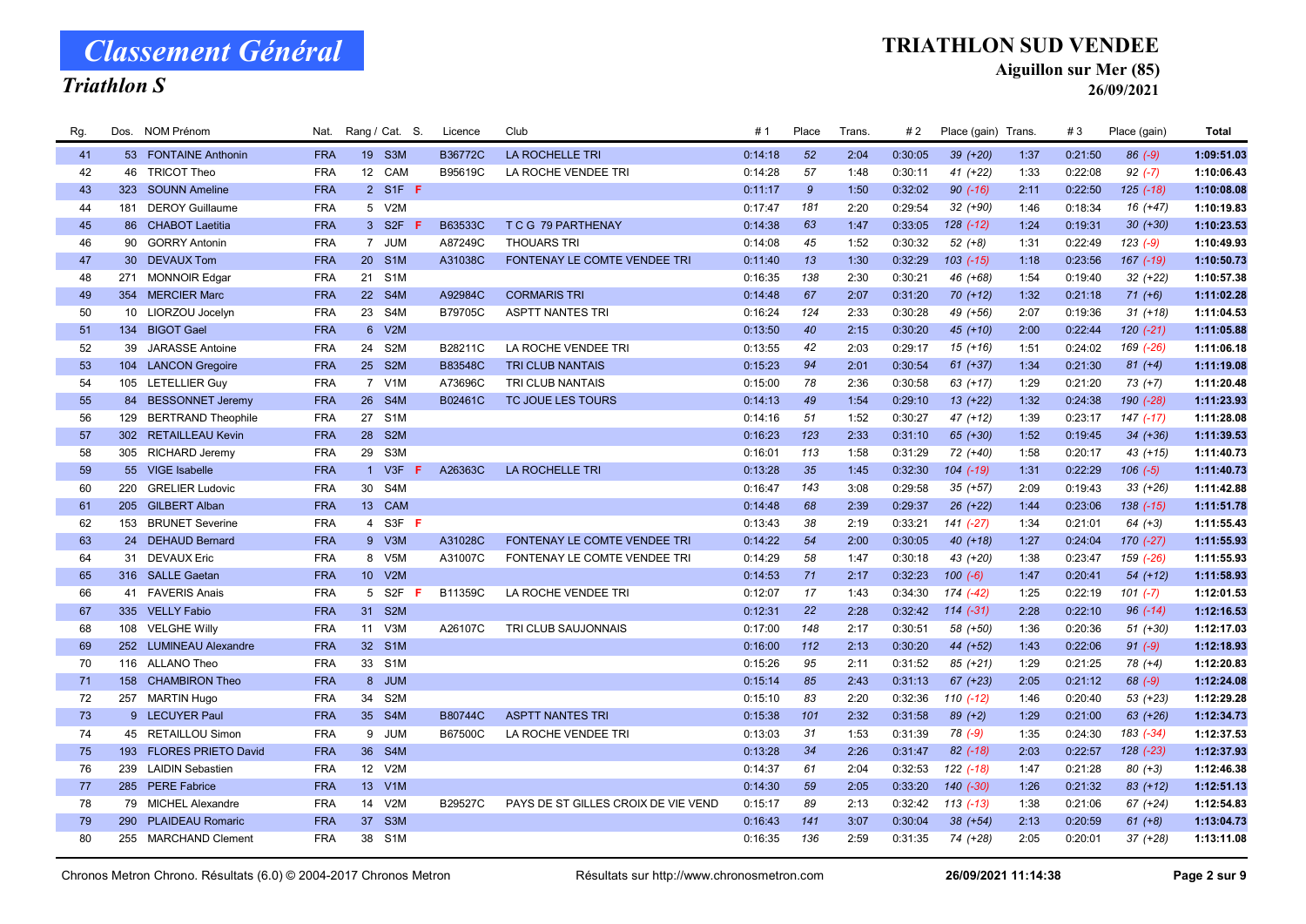# Classement Général

## Triathlon S

**TRIATHLON SUD VENDEE**

**Aiguillon sur Mer (85)**

**26/09/2021**

| Rg. | Dos. | NOM Prénom | Nat. | Rang / Cat. | S. | Licence | Club | # 1 | Place | Trans. | # 2 | Place (gain) | Trans. | # 3 | Place (gain) | Total |
|---|---|---|---|---|---|---|---|---|---|---|---|---|---|---|---|---|
| 41 | 53 | FONTAINE Anthonin | FRA | 19 S3M | | B36772C | LA ROCHELLE TRI | 0:14:18 | 52 | 2:04 | 0:30:05 | 39 (+20) | 1:37 | 0:21:50 | 86 (-9) | 1:09:51.03 |
| 42 | 46 | TRICOT Theo | FRA | 12 CAM | | B95619C | LA ROCHE VENDEE TRI | 0:14:28 | 57 | 1:48 | 0:30:11 | 41 (+22) | 1:33 | 0:22:08 | 92 (-7) | 1:10:06.43 |
| 43 | 323 | SOUNN Ameline | FRA | 2 S1F | F | | | 0:11:17 | 9 | 1:50 | 0:32:02 | 90 (-16) | 2:11 | 0:22:50 | 125 (-18) | 1:10:08.08 |
| 44 | 181 | DEROY Guillaume | FRA | 5 V2M | | | | 0:17:47 | 181 | 2:20 | 0:29:54 | 32 (+90) | 1:46 | 0:18:34 | 16 (+47) | 1:10:19.83 |
| 45 | 86 | CHABOT Laetitia | FRA | 3 S2F | F | B63533C | T C G 79 PARTHENAY | 0:14:38 | 63 | 1:47 | 0:33:05 | 128 (-12) | 1:24 | 0:19:31 | 30 (+30) | 1:10:23.53 |
| 46 | 90 | GORRY Antonin | FRA | 7 JUM | | A87249C | THOUARS TRI | 0:14:08 | 45 | 1:52 | 0:30:32 | 52 (+8) | 1:31 | 0:22:49 | 123 (-9) | 1:10:49.93 |
| 47 | 30 | DEVAUX Tom | FRA | 20 S1M | | A31038C | FONTENAY LE COMTE VENDEE TRI | 0:11:40 | 13 | 1:30 | 0:32:29 | 103 (-15) | 1:18 | 0:23:56 | 167 (-19) | 1:10:50.73 |
| 48 | 271 | MONNOIR Edgar | FRA | 21 S1M | | | | 0:16:35 | 138 | 2:30 | 0:30:21 | 46 (+68) | 1:54 | 0:19:40 | 32 (+22) | 1:10:57.38 |
| 49 | 354 | MERCIER Marc | FRA | 22 S4M | | A92984C | CORMARIS TRI | 0:14:48 | 67 | 2:07 | 0:31:20 | 70 (+12) | 1:32 | 0:21:18 | 71 (+6) | 1:11:02.28 |
| 50 | 10 | LIORZOU Jocelyn | FRA | 23 S4M | | B79705C | ASPTT NANTES TRI | 0:16:24 | 124 | 2:33 | 0:30:28 | 49 (+56) | 2:07 | 0:19:36 | 31 (+18) | 1:11:04.53 |
| 51 | 134 | BIGOT Gael | FRA | 6 V2M | | | | 0:13:50 | 40 | 2:15 | 0:30:20 | 45 (+10) | 2:00 | 0:22:44 | 120 (-21) | 1:11:05.88 |
| 52 | 39 | JARASSE Antoine | FRA | 24 S2M | | B28211C | LA ROCHE VENDEE TRI | 0:13:55 | 42 | 2:03 | 0:29:17 | 15 (+16) | 1:51 | 0:24:02 | 169 (-26) | 1:11:06.18 |
| 53 | 104 | LANCON Gregoire | FRA | 25 S2M | | B83548C | TRI CLUB NANTAIS | 0:15:23 | 94 | 2:01 | 0:30:54 | 61 (+37) | 1:34 | 0:21:30 | 81 (+4) | 1:11:19.08 |
| 54 | 105 | LETELLIER Guy | FRA | 7 V1M | | A73696C | TRI CLUB NANTAIS | 0:15:00 | 78 | 2:36 | 0:30:58 | 63 (+17) | 1:29 | 0:21:20 | 73 (+7) | 1:11:20.48 |
| 55 | 84 | BESSONNET Jeremy | FRA | 26 S4M | | B02461C | TC JOUE LES TOURS | 0:14:13 | 49 | 1:54 | 0:29:10 | 13 (+22) | 1:32 | 0:24:38 | 190 (-28) | 1:11:23.93 |
| 56 | 129 | BERTRAND Theophile | FRA | 27 S1M | | | | 0:14:16 | 51 | 1:52 | 0:30:27 | 47 (+12) | 1:39 | 0:23:17 | 147 (-17) | 1:11:28.08 |
| 57 | 302 | RETAILLEAU Kevin | FRA | 28 S2M | | | | 0:16:23 | 123 | 2:33 | 0:31:10 | 65 (+30) | 1:52 | 0:19:45 | 34 (+36) | 1:11:39.53 |
| 58 | 305 | RICHARD Jeremy | FRA | 29 S3M | | | | 0:16:01 | 113 | 1:58 | 0:31:29 | 72 (+40) | 1:58 | 0:20:17 | 43 (+15) | 1:11:40.73 |
| 59 | 55 | VIGE Isabelle | FRA | 1 V3F | F | A26363C | LA ROCHELLE TRI | 0:13:28 | 35 | 1:45 | 0:32:30 | 104 (-19) | 1:31 | 0:22:29 | 106 (-5) | 1:11:40.73 |
| 60 | 220 | GRELIER Ludovic | FRA | 30 S4M | | | | 0:16:47 | 143 | 3:08 | 0:29:58 | 35 (+57) | 2:09 | 0:19:43 | 33 (+26) | 1:11:42.88 |
| 61 | 205 | GILBERT Alban | FRA | 13 CAM | | | | 0:14:48 | 68 | 2:39 | 0:29:37 | 26 (+22) | 1:44 | 0:23:06 | 138 (-15) | 1:11:51.78 |
| 62 | 153 | BRUNET Severine | FRA | 4 S3F | F | | | 0:13:43 | 38 | 2:19 | 0:33:21 | 141 (-27) | 1:34 | 0:21:01 | 64 (+3) | 1:11:55.43 |
| 63 | 24 | DEHAUD Bernard | FRA | 9 V3M | | A31028C | FONTENAY LE COMTE VENDEE TRI | 0:14:22 | 54 | 2:00 | 0:30:05 | 40 (+18) | 1:27 | 0:24:04 | 170 (-27) | 1:11:55.93 |
| 64 | 31 | DEVAUX Eric | FRA | 8 V5M | | A31007C | FONTENAY LE COMTE VENDEE TRI | 0:14:29 | 58 | 1:47 | 0:30:18 | 43 (+20) | 1:38 | 0:23:47 | 159 (-26) | 1:11:55.93 |
| 65 | 316 | SALLE Gaetan | FRA | 10 V2M | | | | 0:14:53 | 71 | 2:17 | 0:32:23 | 100 (-6) | 1:47 | 0:20:41 | 54 (+12) | 1:11:58.93 |
| 66 | 41 | FAVERIS Anais | FRA | 5 S2F | F | B11359C | LA ROCHE VENDEE TRI | 0:12:07 | 17 | 1:43 | 0:34:30 | 174 (-42) | 1:25 | 0:22:19 | 101 (-7) | 1:12:01.53 |
| 67 | 335 | VELLY Fabio | FRA | 31 S2M | | | | 0:12:31 | 22 | 2:28 | 0:32:42 | 114 (-31) | 2:28 | 0:22:10 | 96 (-14) | 1:12:16.53 |
| 68 | 108 | VELGHE Willy | FRA | 11 V3M | | A26107C | TRI CLUB SAUJONNAIS | 0:17:00 | 148 | 2:17 | 0:30:51 | 58 (+50) | 1:36 | 0:20:36 | 51 (+30) | 1:12:17.03 |
| 69 | 252 | LUMINEAU Alexandre | FRA | 32 S1M | | | | 0:16:00 | 112 | 2:13 | 0:30:20 | 44 (+52) | 1:43 | 0:22:06 | 91 (-9) | 1:12:18.93 |
| 70 | 116 | ALLANO Theo | FRA | 33 S1M | | | | 0:15:26 | 95 | 2:11 | 0:31:52 | 85 (+21) | 1:29 | 0:21:25 | 78 (+4) | 1:12:20.83 |
| 71 | 158 | CHAMBIRON Theo | FRA | 8 JUM | | | | 0:15:14 | 85 | 2:43 | 0:31:13 | 67 (+23) | 2:05 | 0:21:12 | 68 (-9) | 1:12:24.08 |
| 72 | 257 | MARTIN Hugo | FRA | 34 S2M | | | | 0:15:10 | 83 | 2:20 | 0:32:36 | 110 (-12) | 1:46 | 0:20:40 | 53 (+23) | 1:12:29.28 |
| 73 | 9 | LECUYER Paul | FRA | 35 S4M | | B80744C | ASPTT NANTES TRI | 0:15:38 | 101 | 2:32 | 0:31:58 | 89 (+2) | 1:29 | 0:21:00 | 63 (+26) | 1:12:34.73 |
| 74 | 45 | RETAILLOU Simon | FRA | 9 JUM | | B67500C | LA ROCHE VENDEE TRI | 0:13:03 | 31 | 1:53 | 0:31:39 | 78 (-9) | 1:35 | 0:24:30 | 183 (-34) | 1:12:37.53 |
| 75 | 193 | FLORES PRIETO David | FRA | 36 S4M | | | | 0:13:28 | 34 | 2:26 | 0:31:47 | 82 (-18) | 2:03 | 0:22:57 | 128 (-23) | 1:12:37.93 |
| 76 | 239 | LAIDIN Sebastien | FRA | 12 V2M | | | | 0:14:37 | 61 | 2:04 | 0:32:53 | 122 (-18) | 1:47 | 0:21:28 | 80 (+3) | 1:12:46.38 |
| 77 | 285 | PERE Fabrice | FRA | 13 V1M | | | | 0:14:30 | 59 | 2:05 | 0:33:20 | 140 (-30) | 1:26 | 0:21:32 | 83 (+12) | 1:12:51.13 |
| 78 | 79 | MICHEL Alexandre | FRA | 14 V2M | | B29527C | PAYS DE ST GILLES CROIX DE VIE VEND | 0:15:17 | 89 | 2:13 | 0:32:42 | 113 (-13) | 1:38 | 0:21:06 | 67 (+24) | 1:12:54.83 |
| 79 | 290 | PLAIDEAU Romaric | FRA | 37 S3M | | | | 0:16:43 | 141 | 3:07 | 0:30:04 | 38 (+54) | 2:13 | 0:20:59 | 61 (+8) | 1:13:04.73 |
| 80 | 255 | MARCHAND Clement | FRA | 38 S1M | | | | 0:16:35 | 136 | 2:59 | 0:31:35 | 74 (+28) | 2:05 | 0:20:01 | 37 (+28) | 1:13:11.08 |

Chronos Metron Chrono. Résultats (6.0) © 2004-2017 Chronos Metron — Résultats sur http://www.chronosmetron.com — 26/09/2021 11:14:38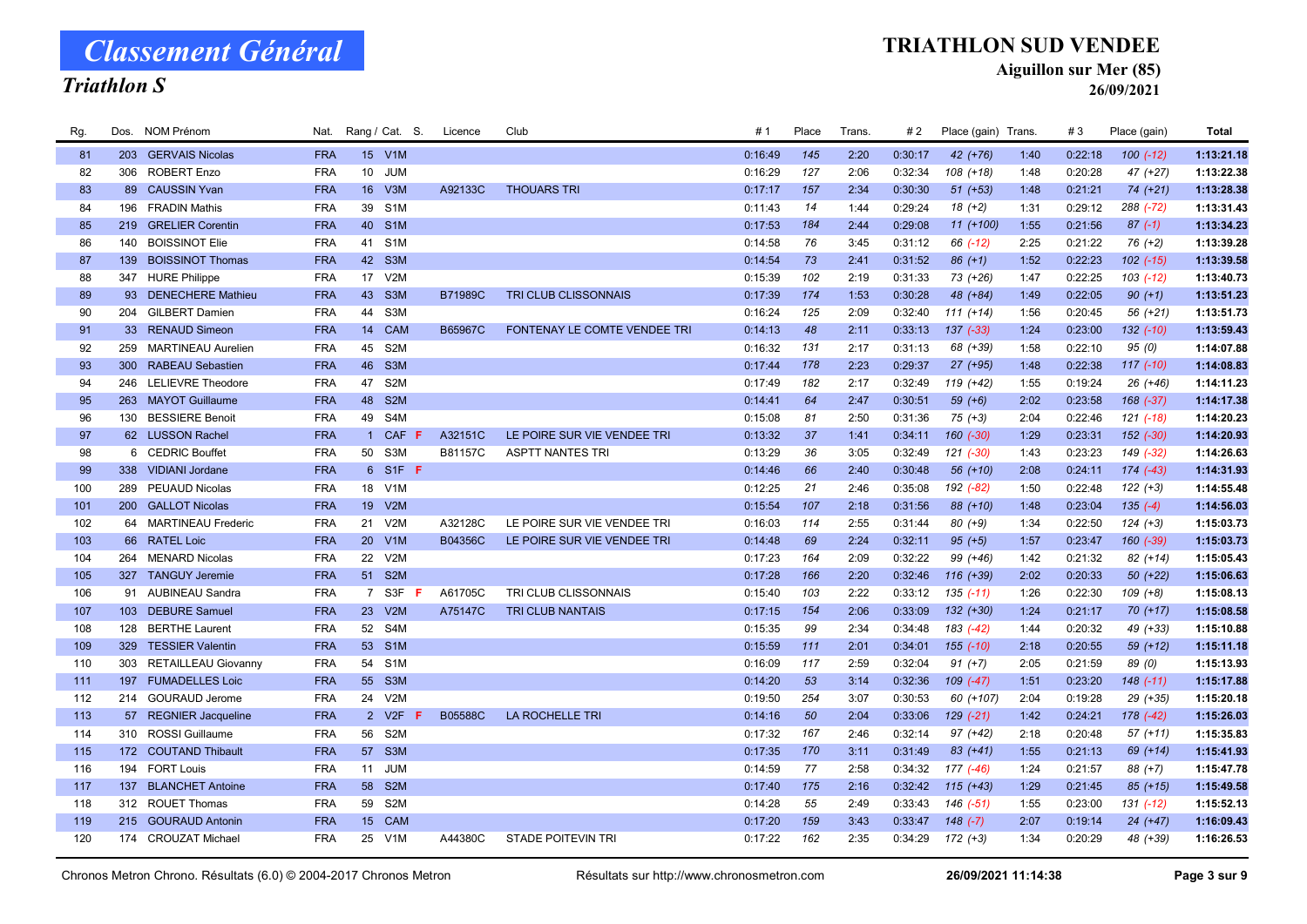# Classement Général

## Triathlon S

**TRIATHLON SUD VENDEE**
**Aiguillon sur Mer (85)**
**26/09/2021**

| Rg. | Dos. | NOM Prénom | Nat. | Rang / Cat. | S. | Licence | Club | # 1 | Place | Trans. | # 2 | Place (gain) | Trans. | # 3 | Place (gain) | Total |
|---|---|---|---|---|---|---|---|---|---|---|---|---|---|---|---|---|
| 81 | 203 | GERVAIS Nicolas | FRA | 15 V1M | | | | 0:16:49 | 145 | 2:20 | 0:30:17 | 42 (+76) | 1:40 | 0:22:18 | 100 (-12) | 1:13:21.18 |
| 82 | 306 | ROBERT Enzo | FRA | 10 JUM | | | | 0:16:29 | 127 | 2:06 | 0:32:34 | 108 (+18) | 1:48 | 0:20:28 | 47 (+27) | 1:13:22.38 |
| 83 | 89 | CAUSSIN Yvan | FRA | 16 V3M | | A92133C | THOUARS TRI | 0:17:17 | 157 | 2:34 | 0:30:30 | 51 (+53) | 1:48 | 0:21:21 | 74 (+21) | 1:13:28.38 |
| 84 | 196 | FRADIN Mathis | FRA | 39 S1M | | | | 0:11:43 | 14 | 1:44 | 0:29:24 | 18 (+2) | 1:31 | 0:29:12 | 288 (-72) | 1:13:31.43 |
| 85 | 219 | GRELIER Corentin | FRA | 40 S1M | | | | 0:17:53 | 184 | 2:44 | 0:29:08 | 11 (+100) | 1:55 | 0:21:56 | 87 (-1) | 1:13:34.23 |
| 86 | 140 | BOISSINOT Elie | FRA | 41 S1M | | | | 0:14:58 | 76 | 3:45 | 0:31:12 | 66 (-12) | 2:25 | 0:21:22 | 76 (+2) | 1:13:39.28 |
| 87 | 139 | BOISSINOT Thomas | FRA | 42 S3M | | | | 0:14:54 | 73 | 2:41 | 0:31:52 | 86 (+1) | 1:52 | 0:22:23 | 102 (-15) | 1:13:39.58 |
| 88 | 347 | HURE Philippe | FRA | 17 V2M | | | | 0:15:39 | 102 | 2:19 | 0:31:33 | 73 (+26) | 1:47 | 0:22:25 | 103 (-12) | 1:13:40.73 |
| 89 | 93 | DENECHERE Mathieu | FRA | 43 S3M | | B71989C | TRI CLUB CLISSONNAIS | 0:17:39 | 174 | 1:53 | 0:30:28 | 48 (+84) | 1:49 | 0:22:05 | 90 (+1) | 1:13:51.23 |
| 90 | 204 | GILBERT Damien | FRA | 44 S3M | | | | 0:16:24 | 125 | 2:09 | 0:32:40 | 111 (+14) | 1:56 | 0:20:45 | 56 (+21) | 1:13:51.73 |
| 91 | 33 | RENAUD Simeon | FRA | 14 CAM | | B65967C | FONTENAY LE COMTE VENDEE TRI | 0:14:13 | 48 | 2:11 | 0:33:13 | 137 (-33) | 1:24 | 0:23:00 | 132 (-10) | 1:13:59.43 |
| 92 | 259 | MARTINEAU Aurelien | FRA | 45 S2M | | | | 0:16:32 | 131 | 2:17 | 0:31:13 | 68 (+39) | 1:58 | 0:22:10 | 95 (0) | 1:14:07.88 |
| 93 | 300 | RABEAU Sebastien | FRA | 46 S3M | | | | 0:17:44 | 178 | 2:23 | 0:29:37 | 27 (+95) | 1:48 | 0:22:38 | 117 (-10) | 1:14:08.83 |
| 94 | 246 | LELIEVRE Theodore | FRA | 47 S2M | | | | 0:17:49 | 182 | 2:17 | 0:32:49 | 119 (+42) | 1:55 | 0:19:24 | 26 (+46) | 1:14:11.23 |
| 95 | 263 | MAYOT Guillaume | FRA | 48 S2M | | | | 0:14:41 | 64 | 2:47 | 0:30:51 | 59 (+6) | 2:02 | 0:23:58 | 168 (-37) | 1:14:17.38 |
| 96 | 130 | BESSIERE Benoit | FRA | 49 S4M | | | | 0:15:08 | 81 | 2:50 | 0:31:36 | 75 (+3) | 2:04 | 0:22:46 | 121 (-18) | 1:14:20.23 |
| 97 | 62 | LUSSON Rachel | FRA | 1 CAF | F | A32151C | LE POIRE SUR VIE VENDEE TRI | 0:13:32 | 37 | 1:41 | 0:34:11 | 160 (-30) | 1:29 | 0:23:31 | 152 (-30) | 1:14:20.93 |
| 98 | 6 | CEDRIC Bouffet | FRA | 50 S3M | | B81157C | ASPTT NANTES TRI | 0:13:29 | 36 | 3:05 | 0:32:49 | 121 (-30) | 1:43 | 0:23:23 | 149 (-32) | 1:14:26.63 |
| 99 | 338 | VIDIANI Jordane | FRA | 6 S1F | F | | | 0:14:46 | 66 | 2:40 | 0:30:48 | 56 (+10) | 2:08 | 0:24:11 | 174 (-43) | 1:14:31.93 |
| 100 | 289 | PEUAUD Nicolas | FRA | 18 V1M | | | | 0:12:25 | 21 | 2:46 | 0:35:08 | 192 (-82) | 1:50 | 0:22:48 | 122 (+3) | 1:14:55.48 |
| 101 | 200 | GALLOT Nicolas | FRA | 19 V2M | | | | 0:15:54 | 107 | 2:18 | 0:31:56 | 88 (+10) | 1:48 | 0:23:04 | 135 (-4) | 1:14:56.03 |
| 102 | 64 | MARTINEAU Frederic | FRA | 21 V2M | | A32128C | LE POIRE SUR VIE VENDEE TRI | 0:16:03 | 114 | 2:55 | 0:31:44 | 80 (+9) | 1:34 | 0:22:50 | 124 (+3) | 1:15:03.73 |
| 103 | 66 | RATEL Loic | FRA | 20 V1M | | B04356C | LE POIRE SUR VIE VENDEE TRI | 0:14:48 | 69 | 2:24 | 0:32:11 | 95 (+5) | 1:57 | 0:23:47 | 160 (-39) | 1:15:03.73 |
| 104 | 264 | MENARD Nicolas | FRA | 22 V2M | | | | 0:17:23 | 164 | 2:09 | 0:32:22 | 99 (+46) | 1:42 | 0:21:32 | 82 (+14) | 1:15:05.43 |
| 105 | 327 | TANGUY Jeremie | FRA | 51 S2M | | | | 0:17:28 | 166 | 2:20 | 0:32:46 | 116 (+39) | 2:02 | 0:20:33 | 50 (+22) | 1:15:06.63 |
| 106 | 91 | AUBINEAU Sandra | FRA | 7 S3F | F | A61705C | TRI CLUB CLISSONNAIS | 0:15:40 | 103 | 2:22 | 0:33:12 | 135 (-11) | 1:26 | 0:22:30 | 109 (+8) | 1:15:08.13 |
| 107 | 103 | DEBURE Samuel | FRA | 23 V2M | | A75147C | TRI CLUB NANTAIS | 0:17:15 | 154 | 2:06 | 0:33:09 | 132 (+30) | 1:24 | 0:21:17 | 70 (+17) | 1:15:08.58 |
| 108 | 128 | BERTHE Laurent | FRA | 52 S4M | | | | 0:15:35 | 99 | 2:34 | 0:34:48 | 183 (-42) | 1:44 | 0:20:32 | 49 (+33) | 1:15:10.88 |
| 109 | 329 | TESSIER Valentin | FRA | 53 S1M | | | | 0:15:59 | 111 | 2:01 | 0:34:01 | 155 (-10) | 2:18 | 0:20:55 | 59 (+12) | 1:15:11.18 |
| 110 | 303 | RETAILLEAU Giovanny | FRA | 54 S1M | | | | 0:16:09 | 117 | 2:59 | 0:32:04 | 91 (+7) | 2:05 | 0:21:59 | 89 (0) | 1:15:13.93 |
| 111 | 197 | FUMADELLES Loic | FRA | 55 S3M | | | | 0:14:20 | 53 | 3:14 | 0:32:36 | 109 (-47) | 1:51 | 0:23:20 | 148 (-11) | 1:15:17.88 |
| 112 | 214 | GOURAUD Jerome | FRA | 24 V2M | | | | 0:19:50 | 254 | 3:07 | 0:30:53 | 60 (+107) | 2:04 | 0:19:28 | 29 (+35) | 1:15:20.18 |
| 113 | 57 | REGNIER Jacqueline | FRA | 2 V2F | F | B05588C | LA ROCHELLE TRI | 0:14:16 | 50 | 2:04 | 0:33:06 | 129 (-21) | 1:42 | 0:24:21 | 178 (-42) | 1:15:26.03 |
| 114 | 310 | ROSSI Guillaume | FRA | 56 S2M | | | | 0:17:32 | 167 | 2:46 | 0:32:14 | 97 (+42) | 2:18 | 0:20:48 | 57 (+11) | 1:15:35.83 |
| 115 | 172 | COUTAND Thibault | FRA | 57 S3M | | | | 0:17:35 | 170 | 3:11 | 0:31:49 | 83 (+41) | 1:55 | 0:21:13 | 69 (+14) | 1:15:41.93 |
| 116 | 194 | FORT Louis | FRA | 11 JUM | | | | 0:14:59 | 77 | 2:58 | 0:34:32 | 177 (-46) | 1:24 | 0:21:57 | 88 (+7) | 1:15:47.78 |
| 117 | 137 | BLANCHET Antoine | FRA | 58 S2M | | | | 0:17:40 | 175 | 2:16 | 0:32:42 | 115 (+43) | 1:29 | 0:21:45 | 85 (+15) | 1:15:49.58 |
| 118 | 312 | ROUET Thomas | FRA | 59 S2M | | | | 0:14:28 | 55 | 2:49 | 0:33:43 | 146 (-51) | 1:55 | 0:23:00 | 131 (-12) | 1:15:52.13 |
| 119 | 215 | GOURAUD Antonin | FRA | 15 CAM | | | | 0:17:20 | 159 | 3:43 | 0:33:47 | 148 (-7) | 2:07 | 0:19:14 | 24 (+47) | 1:16:09.43 |
| 120 | 174 | CROUZAT Michael | FRA | 25 V1M | | A44380C | STADE POITEVIN TRI | 0:17:22 | 162 | 2:35 | 0:34:29 | 172 (+3) | 1:34 | 0:20:29 | 48 (+39) | 1:16:26.53 |

Chronos Metron Chrono. Résultats (6.0) © 2004-2017 Chronos Metron — Résultats sur http://www.chronosmetron.com — 26/09/2021 11:14:38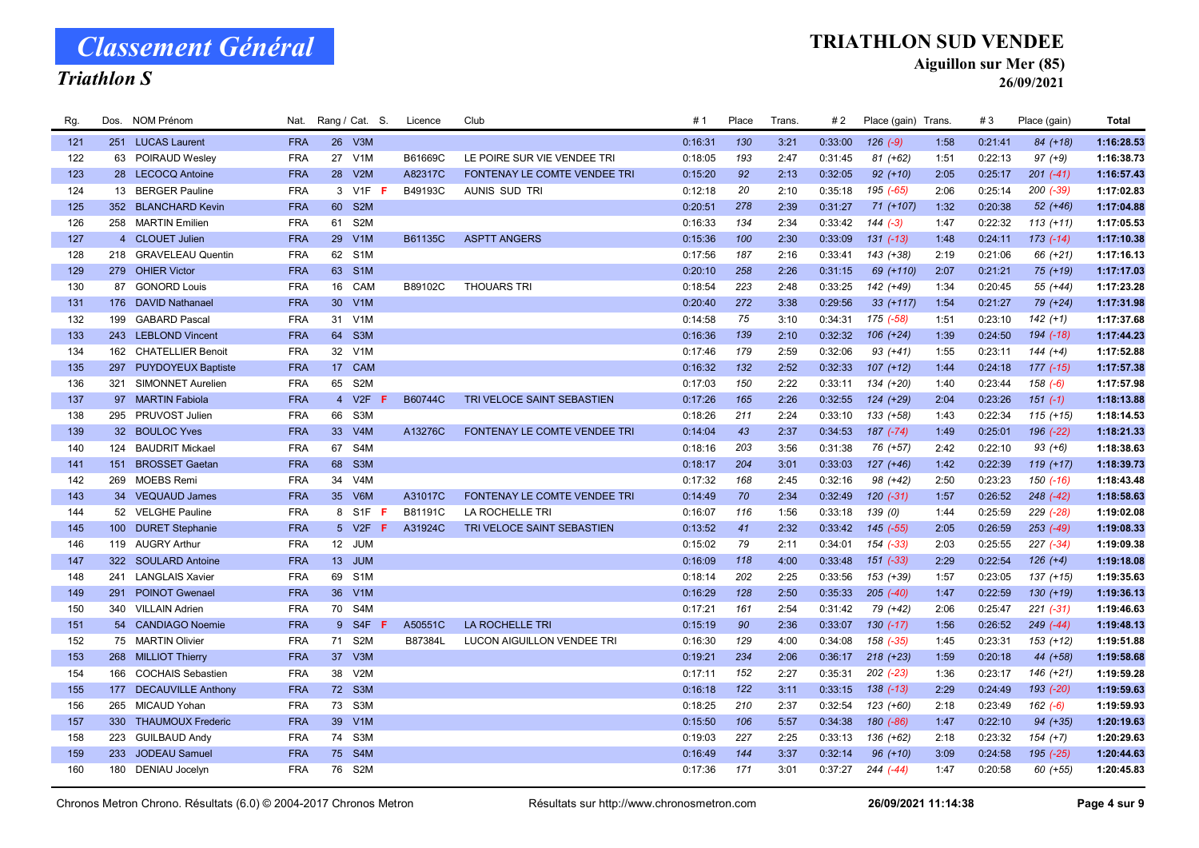# Classement Général

## Triathlon S

## TRIATHLON SUD VENDEE

### Aiguillon sur Mer (85)

### 26/09/2021

| Rg. | Dos. | NOM Prénom | Nat. | Rang / Cat. | S. | Licence | Club | # 1 | Place | Trans. | # 2 | Place (gain) | Trans. | # 3 | Place (gain) | Total |
|---|---|---|---|---|---|---|---|---|---|---|---|---|---|---|---|---|
| 121 | 251 | LUCAS Laurent | FRA | 26 V3M | | | | 0:16:31 | 130 | 3:21 | 0:33:00 | 126 (-9) | 1:58 | 0:21:41 | 84 (+18) | 1:16:28.53 |
| 122 | 63 | POIRAUD Wesley | FRA | 27 V1M | | B61669C | LE POIRE SUR VIE VENDEE TRI | 0:18:05 | 193 | 2:47 | 0:31:45 | 81 (+62) | 1:51 | 0:22:13 | 97 (+9) | 1:16:38.73 |
| 123 | 28 | LECOCQ Antoine | FRA | 28 V2M | | A82317C | FONTENAY LE COMTE VENDEE TRI | 0:15:20 | 92 | 2:13 | 0:32:05 | 92 (+10) | 2:05 | 0:25:17 | 201 (-41) | 1:16:57.43 |
| 124 | 13 | BERGER Pauline | FRA | 3 V1F | F | B49193C | AUNIS SUD TRI | 0:12:18 | 20 | 2:10 | 0:35:18 | 195 (-65) | 2:06 | 0:25:14 | 200 (-39) | 1:17:02.83 |
| 125 | 352 | BLANCHARD Kevin | FRA | 60 S2M | | | | 0:20:51 | 278 | 2:39 | 0:31:27 | 71 (+107) | 1:32 | 0:20:38 | 52 (+46) | 1:17:04.88 |
| 126 | 258 | MARTIN Emilien | FRA | 61 S2M | | | | 0:16:33 | 134 | 2:34 | 0:33:42 | 144 (-3) | 1:47 | 0:22:32 | 113 (+11) | 1:17:05.53 |
| 127 | 4 | CLOUET Julien | FRA | 29 V1M | | B61135C | ASPTT ANGERS | 0:15:36 | 100 | 2:30 | 0:33:09 | 131 (-13) | 1:48 | 0:24:11 | 173 (-14) | 1:17:10.38 |
| 128 | 218 | GRAVELEAU Quentin | FRA | 62 S1M | | | | 0:17:56 | 187 | 2:16 | 0:33:41 | 143 (+38) | 2:19 | 0:21:06 | 66 (+21) | 1:17:16.13 |
| 129 | 279 | OHIER Victor | FRA | 63 S1M | | | | 0:20:10 | 258 | 2:26 | 0:31:15 | 69 (+110) | 2:07 | 0:21:21 | 75 (+19) | 1:17:17.03 |
| 130 | 87 | GONORD Louis | FRA | 16 CAM | | B89102C | THOUARS TRI | 0:18:54 | 223 | 2:48 | 0:33:25 | 142 (+49) | 1:34 | 0:20:45 | 55 (+44) | 1:17:23.28 |
| 131 | 176 | DAVID Nathanael | FRA | 30 V1M | | | | 0:20:40 | 272 | 3:38 | 0:29:56 | 33 (+117) | 1:54 | 0:21:27 | 79 (+24) | 1:17:31.98 |
| 132 | 199 | GABARD Pascal | FRA | 31 V1M | | | | 0:14:58 | 75 | 3:10 | 0:34:31 | 175 (-58) | 1:51 | 0:23:10 | 142 (+1) | 1:17:37.68 |
| 133 | 243 | LEBLOND Vincent | FRA | 64 S3M | | | | 0:16:36 | 139 | 2:10 | 0:32:32 | 106 (+24) | 1:39 | 0:24:50 | 194 (-18) | 1:17:44.23 |
| 134 | 162 | CHATELLIER Benoit | FRA | 32 V1M | | | | 0:17:46 | 179 | 2:59 | 0:32:06 | 93 (+41) | 1:55 | 0:23:11 | 144 (+4) | 1:17:52.88 |
| 135 | 297 | PUYDOYEUX Baptiste | FRA | 17 CAM | | | | 0:16:32 | 132 | 2:52 | 0:32:33 | 107 (+12) | 1:44 | 0:24:18 | 177 (-15) | 1:17:57.38 |
| 136 | 321 | SIMONNET Aurelien | FRA | 65 S2M | | | | 0:17:03 | 150 | 2:22 | 0:33:11 | 134 (+20) | 1:40 | 0:23:44 | 158 (-6) | 1:17:57.98 |
| 137 | 97 | MARTIN Fabiola | FRA | 4 V2F | F | B60744C | TRI VELOCE SAINT SEBASTIEN | 0:17:26 | 165 | 2:26 | 0:32:55 | 124 (+29) | 2:04 | 0:23:26 | 151 (-1) | 1:18:13.88 |
| 138 | 295 | PRUVOST Julien | FRA | 66 S3M | | | | 0:18:26 | 211 | 2:24 | 0:33:10 | 133 (+58) | 1:43 | 0:22:34 | 115 (+15) | 1:18:14.53 |
| 139 | 32 | BOULOC Yves | FRA | 33 V4M | | A13276C | FONTENAY LE COMTE VENDEE TRI | 0:14:04 | 43 | 2:37 | 0:34:53 | 187 (-74) | 1:49 | 0:25:01 | 196 (-22) | 1:18:21.33 |
| 140 | 124 | BAUDRIT Mickael | FRA | 67 S4M | | | | 0:18:16 | 203 | 3:56 | 0:31:38 | 76 (+57) | 2:42 | 0:22:10 | 93 (+6) | 1:18:38.63 |
| 141 | 151 | BROSSET Gaetan | FRA | 68 S3M | | | | 0:18:17 | 204 | 3:01 | 0:33:03 | 127 (+46) | 1:42 | 0:22:39 | 119 (+17) | 1:18:39.73 |
| 142 | 269 | MOEBS Remi | FRA | 34 V4M | | | | 0:17:32 | 168 | 2:45 | 0:32:16 | 98 (+42) | 2:50 | 0:23:23 | 150 (-16) | 1:18:43.48 |
| 143 | 34 | VEQUAUD James | FRA | 35 V6M | | A31017C | FONTENAY LE COMTE VENDEE TRI | 0:14:49 | 70 | 2:34 | 0:32:49 | 120 (-31) | 1:57 | 0:26:52 | 248 (-42) | 1:18:58.63 |
| 144 | 52 | VELGHE Pauline | FRA | 8 S1F | F | B81191C | LA ROCHELLE TRI | 0:16:07 | 116 | 1:56 | 0:33:18 | 139 (0) | 1:44 | 0:25:59 | 229 (-28) | 1:19:02.08 |
| 145 | 100 | DURET Stephanie | FRA | 5 V2F | F | A31924C | TRI VELOCE SAINT SEBASTIEN | 0:13:52 | 41 | 2:32 | 0:33:42 | 145 (-55) | 2:05 | 0:26:59 | 253 (-49) | 1:19:08.33 |
| 146 | 119 | AUGRY Arthur | FRA | 12 JUM | | | | 0:15:02 | 79 | 2:11 | 0:34:01 | 154 (-33) | 2:03 | 0:25:55 | 227 (-34) | 1:19:09.38 |
| 147 | 322 | SOULARD Antoine | FRA | 13 JUM | | | | 0:16:09 | 118 | 4:00 | 0:33:48 | 151 (-33) | 2:29 | 0:22:54 | 126 (+4) | 1:19:18.08 |
| 148 | 241 | LANGLAIS Xavier | FRA | 69 S1M | | | | 0:18:14 | 202 | 2:25 | 0:33:56 | 153 (+39) | 1:57 | 0:23:05 | 137 (+15) | 1:19:35.63 |
| 149 | 291 | POINOT Gwenael | FRA | 36 V1M | | | | 0:16:29 | 128 | 2:50 | 0:35:33 | 205 (-40) | 1:47 | 0:22:59 | 130 (+19) | 1:19:36.13 |
| 150 | 340 | VILLAIN Adrien | FRA | 70 S4M | | | | 0:17:21 | 161 | 2:54 | 0:31:42 | 79 (+42) | 2:06 | 0:25:47 | 221 (-31) | 1:19:46.63 |
| 151 | 54 | CANDIAGO Noemie | FRA | 9 S4F | F | A50551C | LA ROCHELLE TRI | 0:15:19 | 90 | 2:36 | 0:33:07 | 130 (-17) | 1:56 | 0:26:52 | 249 (-44) | 1:19:48.13 |
| 152 | 75 | MARTIN Olivier | FRA | 71 S2M | | B87384L | LUCON AIGUILLON VENDEE TRI | 0:16:30 | 129 | 4:00 | 0:34:08 | 158 (-35) | 1:45 | 0:23:31 | 153 (+12) | 1:19:51.88 |
| 153 | 268 | MILLIOT Thierry | FRA | 37 V3M | | | | 0:19:21 | 234 | 2:06 | 0:36:17 | 218 (+23) | 1:59 | 0:20:18 | 44 (+58) | 1:19:58.68 |
| 154 | 166 | COCHAIS Sebastien | FRA | 38 V2M | | | | 0:17:11 | 152 | 2:27 | 0:35:31 | 202 (-23) | 1:36 | 0:23:17 | 146 (+21) | 1:19:59.28 |
| 155 | 177 | DECAUVILLE Anthony | FRA | 72 S3M | | | | 0:16:18 | 122 | 3:11 | 0:33:15 | 138 (-13) | 2:29 | 0:24:49 | 193 (-20) | 1:19:59.63 |
| 156 | 265 | MICAUD Yohan | FRA | 73 S3M | | | | 0:18:25 | 210 | 2:37 | 0:32:54 | 123 (+60) | 2:18 | 0:23:49 | 162 (-6) | 1:19:59.93 |
| 157 | 330 | THAUMOUX Frederic | FRA | 39 V1M | | | | 0:15:50 | 106 | 5:57 | 0:34:38 | 180 (-86) | 1:47 | 0:22:10 | 94 (+35) | 1:20:19.63 |
| 158 | 223 | GUILBAUD Andy | FRA | 74 S3M | | | | 0:19:03 | 227 | 2:25 | 0:33:13 | 136 (+62) | 2:18 | 0:23:32 | 154 (+7) | 1:20:29.63 |
| 159 | 233 | JODEAU Samuel | FRA | 75 S4M | | | | 0:16:49 | 144 | 3:37 | 0:32:14 | 96 (+10) | 3:09 | 0:24:58 | 195 (-25) | 1:20:44.63 |
| 160 | 180 | DENIAU Jocelyn | FRA | 76 S2M | | | | 0:17:36 | 171 | 3:01 | 0:37:27 | 244 (-44) | 1:47 | 0:20:58 | 60 (+55) | 1:20:45.83 |

Chronos Metron Chrono. Résultats (6.0) © 2004-2017 Chronos Metron — Résultats sur http://www.chronosmetron.com — 26/09/2021 11:14:38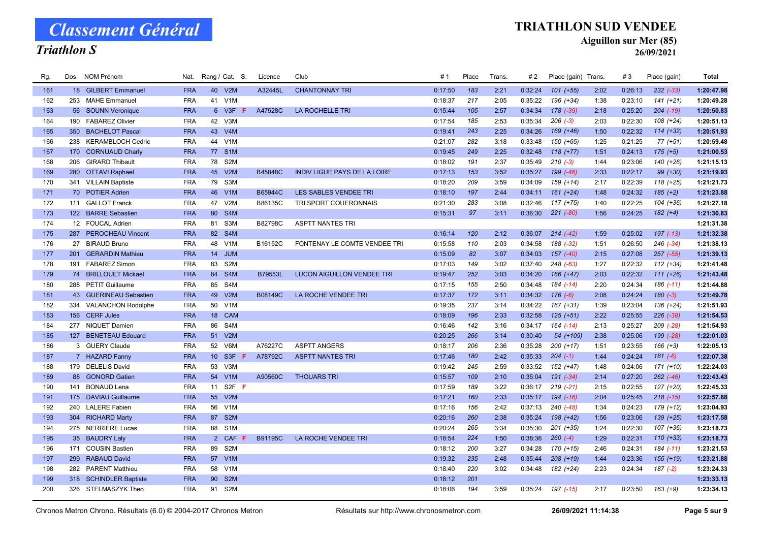# Classement Général

## Triathlon S

**TRIATHLON SUD VENDEE**

**Aiguillon sur Mer (85)**

**26/09/2021**

| Rg. | Dos. | NOM Prénom | Nat. | Rang / Cat. | S. | Licence | Club | # 1 | Place | Trans. | # 2 | Place (gain) | Trans. | # 3 | Place (gain) | Total |
|---|---|---|---|---|---|---|---|---|---|---|---|---|---|---|---|---|
| 161 | 18 | GILBERT Emmanuel | FRA | 40 V2M | | A32445L | CHANTONNAY TRI | 0:17:50 | 183 | 2:21 | 0:32:24 | 101 (+55) | 2:02 | 0:26:13 | 232 (-33) | 1:20:47.98 |
| 162 | 253 | MAHE Emmanuel | FRA | 41 V1M | | | | 0:18:37 | 217 | 2:05 | 0:35:22 | 196 (+34) | 1:38 | 0:23:10 | 141 (+21) | 1:20:49.28 |
| 163 | 56 | SOUNN Veronique | FRA | 6 V3F | F | A47528C | LA ROCHELLE TRI | 0:15:44 | 105 | 2:57 | 0:34:34 | 178 (-39) | 2:18 | 0:25:20 | 204 (-19) | 1:20:50.83 |
| 164 | 190 | FABAREZ Olivier | FRA | 42 V3M | | | | 0:17:54 | 185 | 2:53 | 0:35:34 | 206 (-3) | 2:03 | 0:22:30 | 108 (+24) | 1:20:51.13 |
| 165 | 350 | BACHELOT Pascal | FRA | 43 V4M | | | | 0:19:41 | 243 | 2:25 | 0:34:26 | 169 (+46) | 1:50 | 0:22:32 | 114 (+32) | 1:20:51.93 |
| 166 | 238 | KERAMBLOCH Cedric | FRA | 44 V1M | | | | 0:21:07 | 282 | 3:18 | 0:33:48 | 150 (+65) | 1:25 | 0:21:25 | 77 (+51) | 1:20:59.48 |
| 167 | 170 | CORNUAUD Charly | FRA | 77 S1M | | | | 0:19:45 | 249 | 2:25 | 0:32:48 | 118 (+77) | 1:51 | 0:24:13 | 175 (+5) | 1:21:00.53 |
| 168 | 206 | GIRARD Thibault | FRA | 78 S2M | | | | 0:18:02 | 191 | 2:37 | 0:35:49 | 210 (-3) | 1:44 | 0:23:06 | 140 (+26) | 1:21:15.13 |
| 169 | 280 | OTTAVI Raphael | FRA | 45 V2M | | B45848C | INDIV LIGUE PAYS DE LA LOIRE | 0:17:13 | 153 | 3:52 | 0:35:27 | 199 (-46) | 2:33 | 0:22:17 | 99 (+30) | 1:21:19.93 |
| 170 | 341 | VILLAIN Baptiste | FRA | 79 S3M | | | | 0:18:20 | 209 | 3:59 | 0:34:09 | 159 (+14) | 2:17 | 0:22:39 | 118 (+25) | 1:21:21.73 |
| 171 | 70 | POTIER Adrien | FRA | 46 V1M | | B65944C | LES SABLES VENDEE TRI | 0:18:10 | 197 | 2:44 | 0:34:11 | 161 (+24) | 1:48 | 0:24:32 | 185 (+2) | 1:21:23.88 |
| 172 | 111 | GALLOT Franck | FRA | 47 V2M | | B86135C | TRI SPORT COUERONNAIS | 0:21:30 | 283 | 3:08 | 0:32:46 | 117 (+75) | 1:40 | 0:22:25 | 104 (+36) | 1:21:27.18 |
| 173 | 122 | BARRE Sebastien | FRA | 80 S4M | | | | 0:15:31 | 97 | 3:11 | 0:36:30 | 221 (-80) | 1:56 | 0:24:25 | 182 (+4) | 1:21:30.83 |
| 174 | 12 | FOUCAL Adrien | FRA | 81 S3M | | B82798C | ASPTT NANTES TRI | | | | | | | | | 1:21:31.38 |
| 175 | 287 | PEROCHEAU Vincent | FRA | 82 S4M | | | | 0:16:14 | 120 | 2:12 | 0:36:07 | 214 (-42) | 1:59 | 0:25:02 | 197 (-13) | 1:21:32.38 |
| 176 | 27 | BIRAUD Bruno | FRA | 48 V1M | | B16152C | FONTENAY LE COMTE VENDEE TRI | 0:15:58 | 110 | 2:03 | 0:34:58 | 188 (-32) | 1:51 | 0:26:50 | 246 (-34) | 1:21:38.13 |
| 177 | 201 | GERARDIN Mathieu | FRA | 14 JUM | | | | 0:15:09 | 82 | 3:07 | 0:34:03 | 157 (-40) | 2:15 | 0:27:08 | 257 (-55) | 1:21:39.13 |
| 178 | 191 | FABAREZ Simon | FRA | 83 S2M | | | | 0:17:03 | 149 | 3:02 | 0:37:40 | 248 (-63) | 1:27 | 0:22:32 | 112 (+34) | 1:21:41.48 |
| 179 | 74 | BRILLOUET Mickael | FRA | 84 S4M | | B79553L | LUCON AIGUILLON VENDEE TRI | 0:19:47 | 252 | 3:03 | 0:34:20 | 166 (+47) | 2:03 | 0:22:32 | 111 (+26) | 1:21:43.48 |
| 180 | 288 | PETIT Guillaume | FRA | 85 S4M | | | | 0:17:15 | 155 | 2:50 | 0:34:48 | 184 (-14) | 2:20 | 0:24:34 | 186 (-11) | 1:21:44.88 |
| 181 | 43 | GUERINEAU Sebastien | FRA | 49 V2M | | B08149C | LA ROCHE VENDEE TRI | 0:17:37 | 172 | 3:11 | 0:34:32 | 176 (-6) | 2:08 | 0:24:24 | 180 (-3) | 1:21:49.78 |
| 182 | 334 | VALANCHON Rodolphe | FRA | 50 V1M | | | | 0:19:35 | 237 | 3:14 | 0:34:22 | 167 (+31) | 1:39 | 0:23:04 | 136 (+24) | 1:21:51.93 |
| 183 | 156 | CERF Jules | FRA | 18 CAM | | | | 0:18:09 | 196 | 2:33 | 0:32:58 | 125 (+51) | 2:22 | 0:25:55 | 226 (-38) | 1:21:54.53 |
| 184 | 277 | NIQUET Damien | FRA | 86 S4M | | | | 0:16:46 | 142 | 3:16 | 0:34:17 | 164 (-14) | 2:13 | 0:25:27 | 209 (-28) | 1:21:54.93 |
| 185 | 127 | BENETEAU Edouard | FRA | 51 V2M | | | | 0:20:25 | 266 | 3:14 | 0:30:40 | 54 (+109) | 2:38 | 0:25:06 | 199 (-28) | 1:22:01.03 |
| 186 | 3 | GUERY Claude | FRA | 52 V6M | | A76227C | ASPTT ANGERS | 0:18:17 | 206 | 2:36 | 0:35:28 | 200 (+17) | 1:51 | 0:23:55 | 166 (+3) | 1:22:05.13 |
| 187 | 7 | HAZARD Fanny | FRA | 10 S3F | F | A78792C | ASPTT NANTES TRI | 0:17:46 | 180 | 2:42 | 0:35:33 | 204 (-1) | 1:44 | 0:24:24 | 181 (-6) | 1:22:07.38 |
| 188 | 179 | DELELIS David | FRA | 53 V3M | | | | 0:19:42 | 245 | 2:59 | 0:33:52 | 152 (+47) | 1:48 | 0:24:06 | 171 (+10) | 1:22:24.03 |
| 189 | 88 | GONORD Gatien | FRA | 54 V1M | | A90560C | THOUARS TRI | 0:15:57 | 109 | 2:10 | 0:35:04 | 191 (-34) | 2:14 | 0:27:20 | 262 (-46) | 1:22:43.43 |
| 190 | 141 | BONAUD Lena | FRA | 11 S2F | F | | | 0:17:59 | 189 | 3:22 | 0:36:17 | 219 (-21) | 2:15 | 0:22:55 | 127 (+20) | 1:22:45.33 |
| 191 | 175 | DAVIAU Guillaume | FRA | 55 V2M | | | | 0:17:21 | 160 | 2:33 | 0:35:17 | 194 (-16) | 2:04 | 0:25:45 | 218 (-15) | 1:22:57.88 |
| 192 | 240 | LALERE Fabien | FRA | 56 V1M | | | | 0:17:16 | 156 | 2:42 | 0:37:13 | 240 (-48) | 1:34 | 0:24:23 | 179 (+12) | 1:23:04.93 |
| 193 | 304 | RICHARD Marty | FRA | 87 S2M | | | | 0:20:16 | 260 | 2:38 | 0:35:24 | 198 (+42) | 1:56 | 0:23:06 | 139 (+25) | 1:23:17.58 |
| 194 | 275 | NERRIERE Lucas | FRA | 88 S1M | | | | 0:20:24 | 265 | 3:34 | 0:35:30 | 201 (+35) | 1:24 | 0:22:30 | 107 (+36) | 1:23:18.73 |
| 195 | 35 | BAUDRY Laly | FRA | 2 CAF | F | B91195C | LA ROCHE VENDEE TRI | 0:18:54 | 224 | 1:50 | 0:38:36 | 260 (-4) | 1:29 | 0:22:31 | 110 (+33) | 1:23:18.73 |
| 196 | 171 | COUSIN Bastien | FRA | 89 S2M | | | | 0:18:12 | 200 | 3:27 | 0:34:28 | 170 (+15) | 2:46 | 0:24:31 | 184 (-11) | 1:23:21.53 |
| 197 | 299 | RABAUD David | FRA | 57 V1M | | | | 0:19:32 | 235 | 2:48 | 0:35:44 | 208 (+19) | 1:44 | 0:23:36 | 155 (+19) | 1:23:21.88 |
| 198 | 282 | PARENT Matthieu | FRA | 58 V1M | | | | 0:18:40 | 220 | 3:02 | 0:34:48 | 182 (+24) | 2:23 | 0:24:34 | 187 (-2) | 1:23:24.33 |
| 199 | 318 | SCHINDLER Baptiste | FRA | 90 S2M | | | | 0:18:12 | 201 | | | | | | | 1:23:33.13 |
| 200 | 326 | STELMASZYK Theo | FRA | 91 S2M | | | | 0:18:06 | 194 | 3:59 | 0:35:24 | 197 (-15) | 2:17 | 0:23:50 | 163 (+9) | 1:23:34.13 |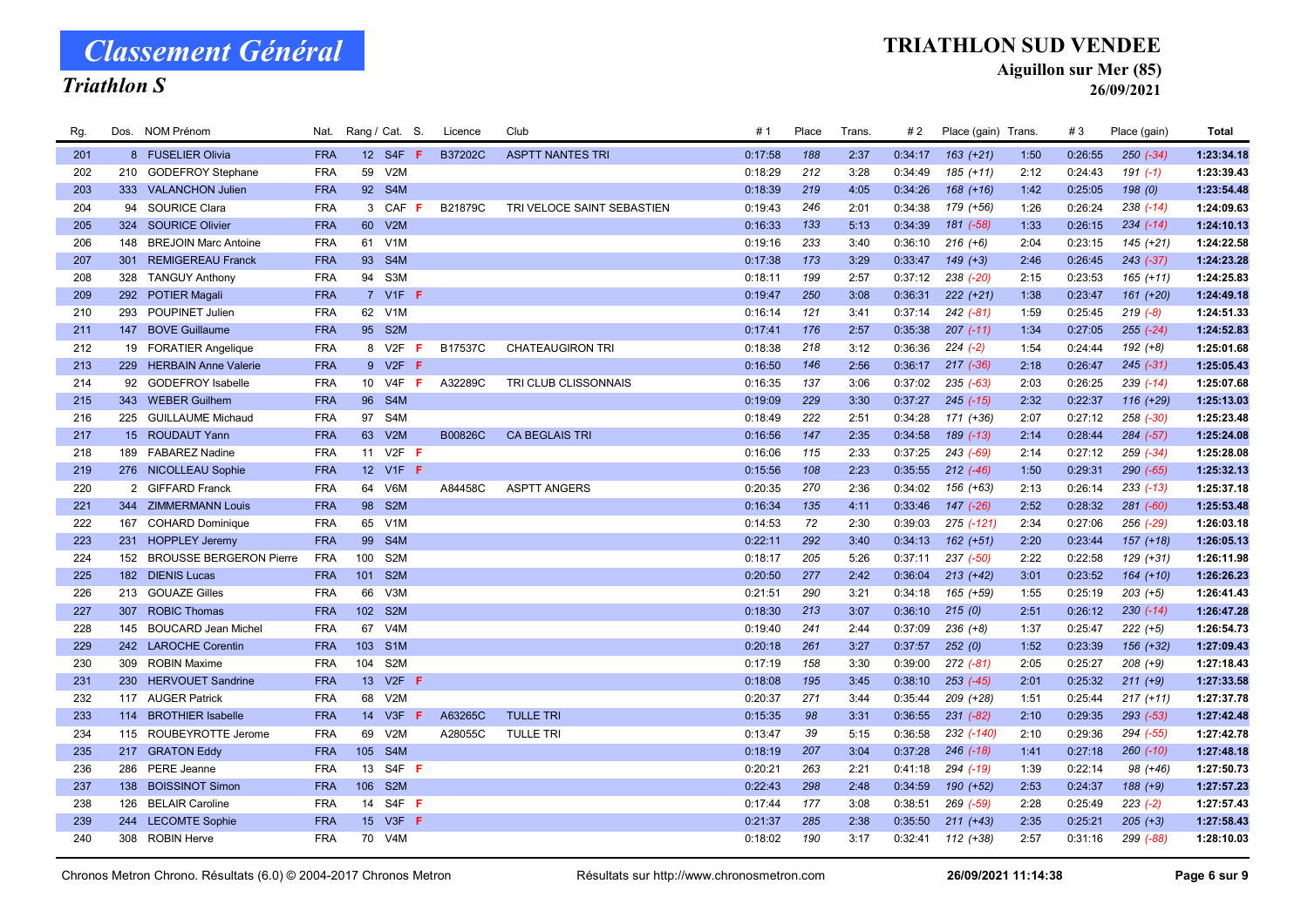# Classement Général

## Triathlon S

**TRIATHLON SUD VENDEE**

**Aiguillon sur Mer (85)**

**26/09/2021**

| Rg. | Dos. | NOM Prénom | Nat. | Rang / Cat. | S. | Licence | Club | # 1 | Place | Trans. | # 2 | Place (gain) | Trans. | # 3 | Place (gain) | Total |
|---|---|---|---|---|---|---|---|---|---|---|---|---|---|---|---|---|
| 201 | 8 | FUSELIER Olivia | FRA | 12 S4F | F | B37202C | ASPTT NANTES TRI | 0:17:58 | 188 | 2:37 | 0:34:17 | 163 (+21) | 1:50 | 0:26:55 | 250 (-34) | 1:23:34.18 |
| 202 | 210 | GODEFROY Stephane | FRA | 59 V2M | | | | 0:18:29 | 212 | 3:28 | 0:34:49 | 185 (+11) | 2:12 | 0:24:43 | 191 (-1) | 1:23:39.43 |
| 203 | 333 | VALANCHON Julien | FRA | 92 S4M | | | | 0:18:39 | 219 | 4:05 | 0:34:26 | 168 (+16) | 1:42 | 0:25:05 | 198 (0) | 1:23:54.48 |
| 204 | 94 | SOURICE Clara | FRA | 3 CAF | F | B21879C | TRI VELOCE SAINT SEBASTIEN | 0:19:43 | 246 | 2:01 | 0:34:38 | 179 (+56) | 1:26 | 0:26:24 | 238 (-14) | 1:24:09.63 |
| 205 | 324 | SOURICE Olivier | FRA | 60 V2M | | | | 0:16:33 | 133 | 5:13 | 0:34:39 | 181 (-58) | 1:33 | 0:26:15 | 234 (-14) | 1:24:10.13 |
| 206 | 148 | BREJOIN Marc Antoine | FRA | 61 V1M | | | | 0:19:16 | 233 | 3:40 | 0:36:10 | 216 (+6) | 2:04 | 0:23:15 | 145 (+21) | 1:24:22.58 |
| 207 | 301 | REMIGEREAU Franck | FRA | 93 S4M | | | | 0:17:38 | 173 | 3:29 | 0:33:47 | 149 (+3) | 2:46 | 0:26:45 | 243 (-37) | 1:24:23.28 |
| 208 | 328 | TANGUY Anthony | FRA | 94 S3M | | | | 0:18:11 | 199 | 2:57 | 0:37:12 | 238 (-20) | 2:15 | 0:23:53 | 165 (+11) | 1:24:25.83 |
| 209 | 292 | POTIER Magali | FRA | 7 V1F | F | | | 0:19:47 | 250 | 3:08 | 0:36:31 | 222 (+21) | 1:38 | 0:23:47 | 161 (+20) | 1:24:49.18 |
| 210 | 293 | POUPINET Julien | FRA | 62 V1M | | | | 0:16:14 | 121 | 3:41 | 0:37:14 | 242 (-81) | 1:59 | 0:25:45 | 219 (-8) | 1:24:51.33 |
| 211 | 147 | BOVE Guillaume | FRA | 95 S2M | | | | 0:17:41 | 176 | 2:57 | 0:35:38 | 207 (-11) | 1:34 | 0:27:05 | 255 (-24) | 1:24:52.83 |
| 212 | 19 | FORATIER Angelique | FRA | 8 V2F | F | B17537C | CHATEAUGIRON TRI | 0:18:38 | 218 | 3:12 | 0:36:36 | 224 (-2) | 1:54 | 0:24:44 | 192 (+8) | 1:25:01.68 |
| 213 | 229 | HERBAIN Anne Valerie | FRA | 9 V2F | F | | | 0:16:50 | 146 | 2:56 | 0:36:17 | 217 (-36) | 2:18 | 0:26:47 | 245 (-31) | 1:25:05.43 |
| 214 | 92 | GODEFROY Isabelle | FRA | 10 V4F | F | A32289C | TRI CLUB CLISSONNAIS | 0:16:35 | 137 | 3:06 | 0:37:02 | 235 (-63) | 2:03 | 0:26:25 | 239 (-14) | 1:25:07.68 |
| 215 | 343 | WEBER Guilhem | FRA | 96 S4M | | | | 0:19:09 | 229 | 3:30 | 0:37:27 | 245 (-15) | 2:32 | 0:22:37 | 116 (+29) | 1:25:13.03 |
| 216 | 225 | GUILLAUME Michaud | FRA | 97 S4M | | | | 0:18:49 | 222 | 2:51 | 0:34:28 | 171 (+36) | 2:07 | 0:27:12 | 258 (-30) | 1:25:23.48 |
| 217 | 15 | ROUDAUT Yann | FRA | 63 V2M | | B00826C | CA BEGLAIS TRI | 0:16:56 | 147 | 2:35 | 0:34:58 | 189 (-13) | 2:14 | 0:28:44 | 284 (-57) | 1:25:24.08 |
| 218 | 189 | FABAREZ Nadine | FRA | 11 V2F | F | | | 0:16:06 | 115 | 2:33 | 0:37:25 | 243 (-69) | 2:14 | 0:27:12 | 259 (-34) | 1:25:28.08 |
| 219 | 276 | NICOLLEAU Sophie | FRA | 12 V1F | F | | | 0:15:56 | 108 | 2:23 | 0:35:55 | 212 (-46) | 1:50 | 0:29:31 | 290 (-65) | 1:25:32.13 |
| 220 | 2 | GIFFARD Franck | FRA | 64 V6M | | A84458C | ASPTT ANGERS | 0:20:35 | 270 | 2:36 | 0:34:02 | 156 (+63) | 2:13 | 0:26:14 | 233 (-13) | 1:25:37.18 |
| 221 | 344 | ZIMMERMANN Louis | FRA | 98 S2M | | | | 0:16:34 | 135 | 4:11 | 0:33:46 | 147 (-26) | 2:52 | 0:28:32 | 281 (-60) | 1:25:53.48 |
| 222 | 167 | COHARD Dominique | FRA | 65 V1M | | | | 0:14:53 | 72 | 2:30 | 0:39:03 | 275 (-121) | 2:34 | 0:27:06 | 256 (-29) | 1:26:03.18 |
| 223 | 231 | HOPPLEY Jeremy | FRA | 99 S4M | | | | 0:22:11 | 292 | 3:40 | 0:34:13 | 162 (+51) | 2:20 | 0:23:44 | 157 (+18) | 1:26:05.13 |
| 224 | 152 | BROUSSE BERGERON Pierre | FRA | 100 S2M | | | | 0:18:17 | 205 | 5:26 | 0:37:11 | 237 (-50) | 2:22 | 0:22:58 | 129 (+31) | 1:26:11.98 |
| 225 | 182 | DIENIS Lucas | FRA | 101 S2M | | | | 0:20:50 | 277 | 2:42 | 0:36:04 | 213 (+42) | 3:01 | 0:23:52 | 164 (+10) | 1:26:26.23 |
| 226 | 213 | GOUAZE Gilles | FRA | 66 V3M | | | | 0:21:51 | 290 | 3:21 | 0:34:18 | 165 (+59) | 1:55 | 0:25:19 | 203 (+5) | 1:26:41.43 |
| 227 | 307 | ROBIC Thomas | FRA | 102 S2M | | | | 0:18:30 | 213 | 3:07 | 0:36:10 | 215 (0) | 2:51 | 0:26:12 | 230 (-14) | 1:26:47.28 |
| 228 | 145 | BOUCARD Jean Michel | FRA | 67 V4M | | | | 0:19:40 | 241 | 2:44 | 0:37:09 | 236 (+8) | 1:37 | 0:25:47 | 222 (+5) | 1:26:54.73 |
| 229 | 242 | LAROCHE Corentin | FRA | 103 S1M | | | | 0:20:18 | 261 | 3:27 | 0:37:57 | 252 (0) | 1:52 | 0:23:39 | 156 (+32) | 1:27:09.43 |
| 230 | 309 | ROBIN Maxime | FRA | 104 S2M | | | | 0:17:19 | 158 | 3:30 | 0:39:00 | 272 (-81) | 2:05 | 0:25:27 | 208 (+9) | 1:27:18.43 |
| 231 | 230 | HERVOUET Sandrine | FRA | 13 V2F | F | | | 0:18:08 | 195 | 3:45 | 0:38:10 | 253 (-45) | 2:01 | 0:25:32 | 211 (+9) | 1:27:33.58 |
| 232 | 117 | AUGER Patrick | FRA | 68 V2M | | | | 0:20:37 | 271 | 3:44 | 0:35:44 | 209 (+28) | 1:51 | 0:25:44 | 217 (+11) | 1:27:37.78 |
| 233 | 114 | BROTHIER Isabelle | FRA | 14 V3F | F | A63265C | TULLE TRI | 0:15:35 | 98 | 3:31 | 0:36:55 | 231 (-82) | 2:10 | 0:29:35 | 293 (-53) | 1:27:42.48 |
| 234 | 115 | ROUBEYROTTE Jerome | FRA | 69 V2M | | A28055C | TULLE TRI | 0:13:47 | 39 | 5:15 | 0:36:58 | 232 (-140) | 2:10 | 0:29:36 | 294 (-55) | 1:27:42.78 |
| 235 | 217 | GRATON Eddy | FRA | 105 S4M | | | | 0:18:19 | 207 | 3:04 | 0:37:28 | 246 (-18) | 1:41 | 0:27:18 | 260 (-10) | 1:27:48.18 |
| 236 | 286 | PERE Jeanne | FRA | 13 S4F | F | | | 0:20:21 | 263 | 2:21 | 0:41:18 | 294 (-19) | 1:39 | 0:22:14 | 98 (+46) | 1:27:50.73 |
| 237 | 138 | BOISSINOT Simon | FRA | 106 S2M | | | | 0:22:43 | 298 | 2:48 | 0:34:59 | 190 (+52) | 2:53 | 0:24:37 | 188 (+9) | 1:27:57.23 |
| 238 | 126 | BELAIR Caroline | FRA | 14 S4F | F | | | 0:17:44 | 177 | 3:08 | 0:38:51 | 269 (-59) | 2:28 | 0:25:49 | 223 (-2) | 1:27:57.43 |
| 239 | 244 | LECOMTE Sophie | FRA | 15 V3F | F | | | 0:21:37 | 285 | 2:38 | 0:35:50 | 211 (+43) | 2:35 | 0:25:21 | 205 (+3) | 1:27:58.43 |
| 240 | 308 | ROBIN Herve | FRA | 70 V4M | | | | 0:18:02 | 190 | 3:17 | 0:32:41 | 112 (+38) | 2:57 | 0:31:16 | 299 (-88) | 1:28:10.03 |

Chronos Metron Chrono. Résultats (6.0) © 2004-2017 Chronos Metron — Résultats sur http://www.chronosmetron.com — 26/09/2021 11:14:38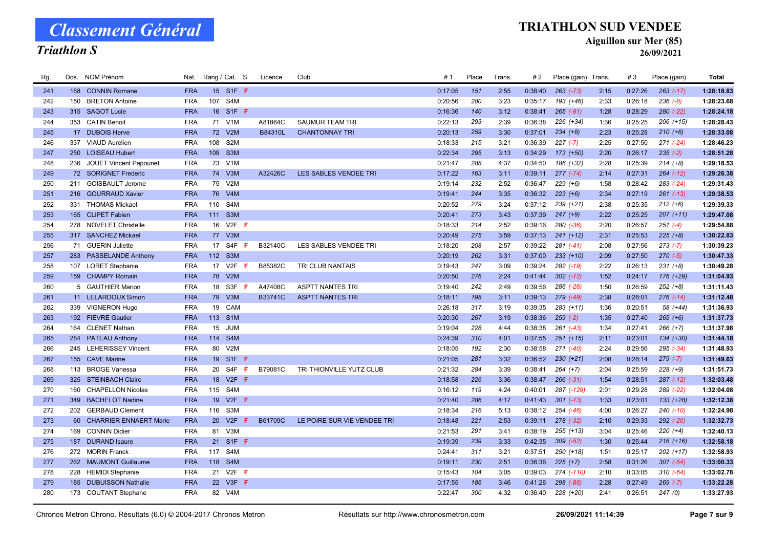# Classement Général

## Triathlon S

### TRIATHLON SUD VENDEE

**Aiguillon sur Mer (85)**

**26/09/2021**

| Rg. | Dos. | NOM Prénom | Nat. | Rang / Cat. | | S. | Licence | Club | # 1 | Place | Trans. | # 2 | Place (gain) | Trans. | # 3 | Place (gain) | Total |
|---|---|---|---|---|---|---|---|---|---|---|---|---|---|---|---|---|---|
| 241 | 168 | CONNIN Romane | FRA | 15 | S1F | F | | | 0:17:05 | 151 | 2:55 | 0:38:40 | 263 (-73) | 2:15 | 0:27:26 | 263 (-17) | 1:28:18.83 |
| 242 | 150 | BRETON Antoine | FRA | 107 | S4M | | | | 0:20:56 | 280 | 3:23 | 0:35:17 | 193 (+46) | 2:33 | 0:26:18 | 236 (-8) | 1:28:23.68 |
| 243 | 315 | SAGOT Lucie | FRA | 16 | S1F | F | | | 0:16:36 | 140 | 3:12 | 0:38:41 | 265 (-81) | 1:28 | 0:28:29 | 280 (-22) | 1:28:24.18 |
| 244 | 353 | CATIN Benoit | FRA | 71 | V1M | | A81864C | SAUMUR TEAM TRI | 0:22:13 | 293 | 2:39 | 0:36:38 | 226 (+34) | 1:36 | 0:25:25 | 206 (+15) | 1:28:28.43 |
| 245 | 17 | DUBOIS Herve | FRA | 72 | V2M | | B84310L | CHANTONNAY TRI | 0:20:13 | 259 | 3:30 | 0:37:01 | 234 (+8) | 2:23 | 0:25:28 | 210 (+6) | 1:28:33.08 |
| 246 | 337 | VIAUD Aurelien | FRA | 108 | S2M | | | | 0:18:33 | 215 | 3:21 | 0:36:39 | 227 (-7) | 2:25 | 0:27:50 | 271 (-24) | 1:28:46.23 |
| 247 | 250 | LOISEAU Hubert | FRA | 109 | S3M | | | | 0:22:34 | 295 | 3:13 | 0:34:29 | 173 (+50) | 2:20 | 0:26:17 | 235 (-2) | 1:28:51.28 |
| 248 | 236 | JOUET Vincent Papounet | FRA | 73 | V1M | | | | 0:21:47 | 288 | 4:37 | 0:34:50 | 186 (+32) | 2:28 | 0:25:39 | 214 (+8) | 1:29:18.53 |
| 249 | 72 | SORIGNET Frederic | FRA | 74 | V3M | | A32426C | LES SABLES VENDEE TRI | 0:17:22 | 163 | 3:11 | 0:39:11 | 277 (-74) | 2:14 | 0:27:31 | 264 (-12) | 1:29:26.38 |
| 250 | 211 | GOISBAULT Jerome | FRA | 75 | V2M | | | | 0:19:14 | 232 | 2:52 | 0:36:47 | 229 (+6) | 1:58 | 0:28:42 | 283 (-24) | 1:29:31.43 |
| 251 | 216 | GOURRAUD Xavier | FRA | 76 | V4M | | | | 0:19:41 | 244 | 3:35 | 0:36:32 | 223 (+6) | 2:34 | 0:27:19 | 261 (-13) | 1:29:38.53 |
| 252 | 331 | THOMAS Mickael | FRA | 110 | S4M | | | | 0:20:52 | 279 | 3:24 | 0:37:12 | 239 (+21) | 2:38 | 0:25:35 | 212 (+6) | 1:29:39.33 |
| 253 | 165 | CLIPET Fabien | FRA | 111 | S3M | | | | 0:20:41 | 273 | 3:43 | 0:37:39 | 247 (+9) | 2:22 | 0:25:25 | 207 (+11) | 1:29:47.08 |
| 254 | 278 | NOVELET Christelle | FRA | 16 | V2F | F | | | 0:18:33 | 214 | 2:52 | 0:39:16 | 280 (-36) | 2:20 | 0:26:57 | 251 (-4) | 1:29:54.88 |
| 255 | 317 | SANCHEZ Mickael | FRA | 77 | V3M | | | | 0:20:49 | 275 | 3:59 | 0:37:13 | 241 (+12) | 2:31 | 0:25:53 | 225 (+8) | 1:30:22.83 |
| 256 | 71 | GUERIN Juliette | FRA | 17 | S4F | F | B32140C | LES SABLES VENDEE TRI | 0:18:20 | 208 | 2:57 | 0:39:22 | 281 (-41) | 2:08 | 0:27:56 | 273 (-7) | 1:30:39.23 |
| 257 | 283 | PASSELANDE Anthony | FRA | 112 | S3M | | | | 0:20:19 | 262 | 3:31 | 0:37:00 | 233 (+10) | 2:09 | 0:27:50 | 270 (-5) | 1:30:47.33 |
| 258 | 107 | LORET Stephanie | FRA | 17 | V2F | F | B85382C | TRI CLUB NANTAIS | 0:19:43 | 247 | 3:09 | 0:39:24 | 282 (-19) | 2:22 | 0:26:13 | 231 (+8) | 1:30:49.28 |
| 259 | 159 | CHAMPY Romain | FRA | 78 | V2M | | | | 0:20:50 | 276 | 2:24 | 0:41:44 | 302 (-12) | 1:52 | 0:24:17 | 176 (+29) | 1:31:04.93 |
| 260 | 5 | GAUTHIER Marion | FRA | 18 | S3F | F | A47408C | ASPTT NANTES TRI | 0:19:40 | 242 | 2:49 | 0:39:56 | 286 (-26) | 1:50 | 0:26:59 | 252 (+8) | 1:31:11.43 |
| 261 | 11 | LELARDOUX Simon | FRA | 79 | V3M | | B33741C | ASPTT NANTES TRI | 0:18:11 | 198 | 3:11 | 0:39:13 | 279 (-49) | 2:38 | 0:28:01 | 276 (-14) | 1:31:12.48 |
| 262 | 339 | VIGNERON Hugo | FRA | 19 | CAM | | | | 0:26:18 | 317 | 3:19 | 0:39:35 | 283 (+11) | 1:36 | 0:20:51 | 58 (+44) | 1:31:36.93 |
| 263 | 192 | FIEVRE Gautier | FRA | 113 | S1M | | | | 0:20:30 | 267 | 3:19 | 0:38:36 | 259 (-2) | 1:35 | 0:27:40 | 265 (+6) | 1:31:37.73 |
| 264 | 164 | CLENET Nathan | FRA | 15 | JUM | | | | 0:19:04 | 228 | 4:44 | 0:38:38 | 261 (-43) | 1:34 | 0:27:41 | 266 (+7) | 1:31:37.98 |
| 265 | 284 | PATEAU Anthony | FRA | 114 | S4M | | | | 0:24:39 | 310 | 4:01 | 0:37:55 | 251 (+15) | 2:11 | 0:23:01 | 134 (+30) | 1:31:44.18 |
| 266 | 245 | LEHERISSEY Vincent | FRA | 80 | V2M | | | | 0:18:05 | 192 | 2:30 | 0:38:58 | 271 (-40) | 2:24 | 0:29:56 | 295 (-34) | 1:31:48.93 |
| 267 | 155 | CAVE Marine | FRA | 19 | S1F | F | | | 0:21:05 | 281 | 3:32 | 0:36:52 | 230 (+21) | 2:08 | 0:28:14 | 279 (-7) | 1:31:49.63 |
| 268 | 113 | BROGE Vanessa | FRA | 20 | S4F | F | B79081C | TRI THIONVILLE YUTZ CLUB | 0:21:32 | 284 | 3:39 | 0:38:41 | 264 (+7) | 2:04 | 0:25:59 | 228 (+9) | 1:31:51.73 |
| 269 | 325 | STEINBACH Claire | FRA | 18 | V2F | F | | | 0:18:58 | 226 | 3:36 | 0:38:47 | 266 (-31) | 1:54 | 0:28:51 | 287 (-12) | 1:32:03.48 |
| 270 | 160 | CHAPELLON Nicolas | FRA | 115 | S4M | | | | 0:16:12 | 119 | 4:24 | 0:40:01 | 287 (-129) | 2:01 | 0:29:28 | 289 (-22) | 1:32:04.08 |
| 271 | 349 | BACHELOT Nadine | FRA | 19 | V2F | F | | | 0:21:40 | 286 | 4:17 | 0:41:43 | 301 (-13) | 1:33 | 0:23:01 | 133 (+28) | 1:32:12.38 |
| 272 | 202 | GERBAUD Clement | FRA | 116 | S3M | | | | 0:18:34 | 216 | 5:13 | 0:38:12 | 254 (-46) | 4:00 | 0:26:27 | 240 (-10) | 1:32:24.98 |
| 273 | 60 | CHARRIER ENNAERT Marie | FRA | 20 | V2F | F | B61709C | LE POIRE SUR VIE VENDEE TRI | 0:18:48 | 221 | 2:53 | 0:39:11 | 278 (-32) | 2:10 | 0:29:33 | 292 (-20) | 1:32:32.73 |
| 274 | 169 | CONNIN Didier | FRA | 81 | V3M | | | | 0:21:53 | 291 | 3:41 | 0:38:19 | 255 (+13) | 3:04 | 0:25:46 | 220 (+4) | 1:32:40.13 |
| 275 | 187 | DURAND Isaure | FRA | 21 | S1F | F | | | 0:19:39 | 239 | 3:33 | 0:42:35 | 309 (-52) | 1:30 | 0:25:44 | 216 (+16) | 1:32:58.18 |
| 276 | 272 | MORIN Franck | FRA | 117 | S4M | | | | 0:24:41 | 311 | 3:21 | 0:37:51 | 250 (+18) | 1:51 | 0:25:17 | 202 (+17) | 1:32:58.93 |
| 277 | 262 | MAUMONT Guillaume | FRA | 118 | S4M | | | | 0:19:11 | 230 | 2:51 | 0:36:36 | 225 (+7) | 2:58 | 0:31:26 | 301 (-54) | 1:33:00.33 |
| 278 | 228 | HEMIDI Stephanie | FRA | 21 | V2F | F | | | 0:15:43 | 104 | 3:05 | 0:39:03 | 274 (-110) | 2:10 | 0:33:05 | 310 (-64) | 1:33:02.78 |
| 279 | 185 | DUBUISSON Nathalie | FRA | 22 | V3F | F | | | 0:17:55 | 186 | 3:46 | 0:41:26 | 298 (-86) | 2:28 | 0:27:49 | 269 (-7) | 1:33:22.28 |
| 280 | 173 | COUTANT Stephane | FRA | 82 | V4M | | | | 0:22:47 | 300 | 4:32 | 0:36:40 | 228 (+20) | 2:41 | 0:26:51 | 247 (0) | 1:33:27.93 |

Chronos Metron Chrono. Résultats (6.0) © 2004-2017 Chronos Metron — Résultats sur http://www.chronosmetron.com — 26/09/2021 11:14:39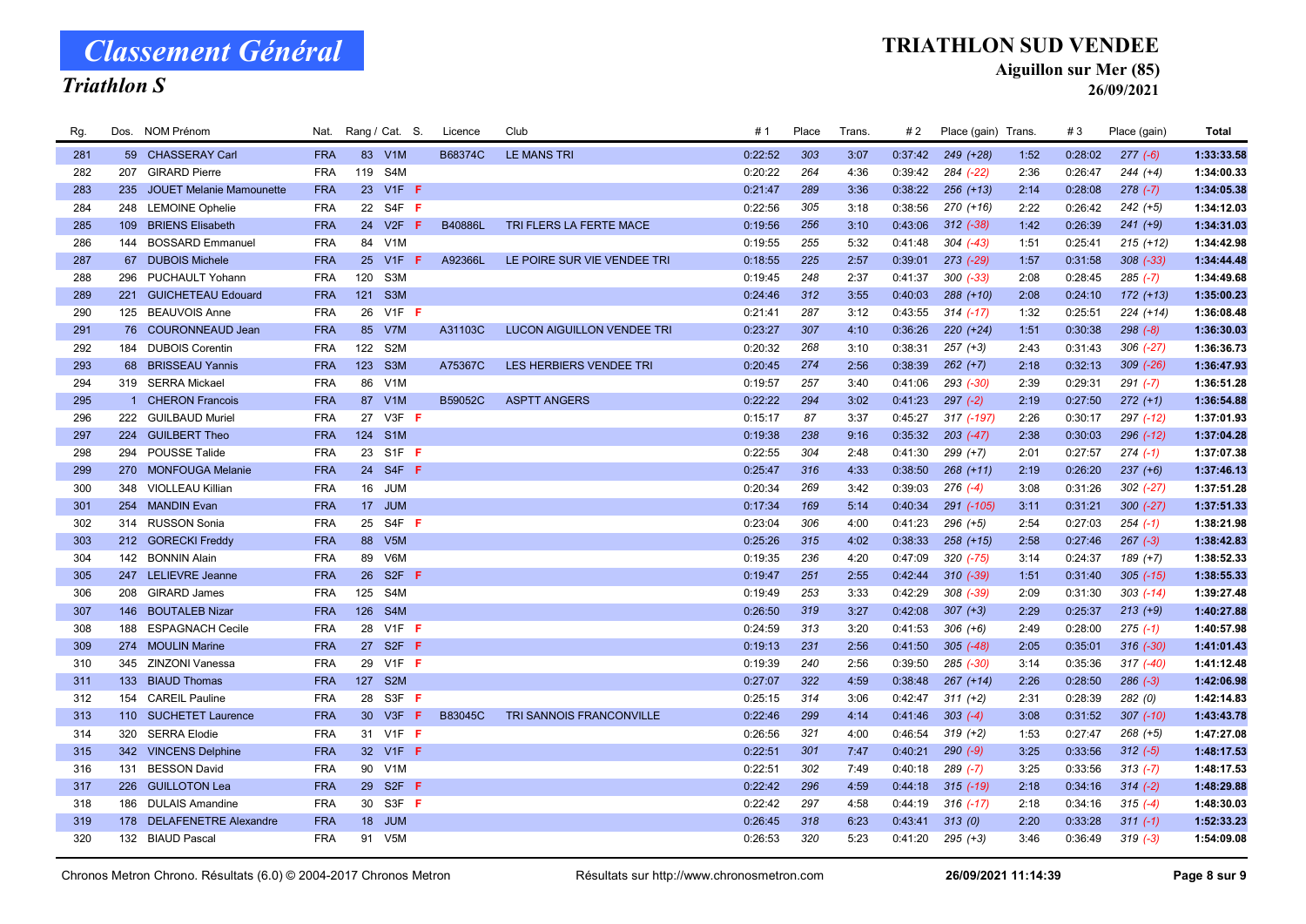# Classement Général

## Triathlon S

**TRIATHLON SUD VENDEE**

**Aiguillon sur Mer (85)**

**26/09/2021**

| Rg. | Dos. | NOM Prénom | Nat. | Rang / Cat. | | S. | Licence | Club | # 1 | Place | Trans. | # 2 | Place (gain) | Trans. | # 3 | Place (gain) | Total |
|---|---|---|---|---|---|---|---|---|---|---|---|---|---|---|---|---|---|
| 281 | 59 | CHASSERAY Carl | FRA | 83 | V1M | | B68374C | LE MANS TRI | 0:22:52 | 303 | 3:07 | 0:37:42 | 249 (+28) | 1:52 | 0:28:02 | 277 (-6) | 1:33:33.58 |
| 282 | 207 | GIRARD Pierre | FRA | 119 | S4M | | | | 0:20:22 | 264 | 4:36 | 0:39:42 | 284 (-22) | 2:36 | 0:26:47 | 244 (+4) | 1:34:00.33 |
| 283 | 235 | JOUET Melanie Mamounette | FRA | 23 | V1F | F | | | 0:21:47 | 289 | 3:36 | 0:38:22 | 256 (+13) | 2:14 | 0:28:08 | 278 (-7) | 1:34:05.38 |
| 284 | 248 | LEMOINE Ophelie | FRA | 22 | S4F | F | | | 0:22:56 | 305 | 3:18 | 0:38:56 | 270 (+16) | 2:22 | 0:26:42 | 242 (+5) | 1:34:12.03 |
| 285 | 109 | BRIENS Elisabeth | FRA | 24 | V2F | F | B40886L | TRI FLERS LA FERTE MACE | 0:19:56 | 256 | 3:10 | 0:43:06 | 312 (-38) | 1:42 | 0:26:39 | 241 (+9) | 1:34:31.03 |
| 286 | 144 | BOSSARD Emmanuel | FRA | 84 | V1M | | | | 0:19:55 | 255 | 5:32 | 0:41:48 | 304 (-43) | 1:51 | 0:25:41 | 215 (+12) | 1:34:42.98 |
| 287 | 67 | DUBOIS Michele | FRA | 25 | V1F | F | A92366L | LE POIRE SUR VIE VENDEE TRI | 0:18:55 | 225 | 2:57 | 0:39:01 | 273 (-29) | 1:57 | 0:31:58 | 308 (-33) | 1:34:44.48 |
| 288 | 296 | PUCHAULT Yohann | FRA | 120 | S3M | | | | 0:19:45 | 248 | 2:37 | 0:41:37 | 300 (-33) | 2:08 | 0:28:45 | 285 (-7) | 1:34:49.68 |
| 289 | 221 | GUICHETEAU Edouard | FRA | 121 | S3M | | | | 0:24:46 | 312 | 3:55 | 0:40:03 | 288 (+10) | 2:08 | 0:24:10 | 172 (+13) | 1:35:00.23 |
| 290 | 125 | BEAUVOIS Anne | FRA | 26 | V1F | F | | | 0:21:41 | 287 | 3:12 | 0:43:55 | 314 (-17) | 1:32 | 0:25:51 | 224 (+14) | 1:36:08.48 |
| 291 | 76 | COURONNEAUD Jean | FRA | 85 | V7M | | A31103C | LUCON AIGUILLON VENDEE TRI | 0:23:27 | 307 | 4:10 | 0:36:26 | 220 (+24) | 1:51 | 0:30:38 | 298 (-8) | 1:36:30.03 |
| 292 | 184 | DUBOIS Corentin | FRA | 122 | S2M | | | | 0:20:32 | 268 | 3:10 | 0:38:31 | 257 (+3) | 2:43 | 0:31:43 | 306 (-27) | 1:36:36.73 |
| 293 | 68 | BRISSEAU Yannis | FRA | 123 | S3M | | A75367C | LES HERBIERS VENDEE TRI | 0:20:45 | 274 | 2:56 | 0:38:39 | 262 (+7) | 2:18 | 0:32:13 | 309 (-26) | 1:36:47.93 |
| 294 | 319 | SERRA Mickael | FRA | 86 | V1M | | | | 0:19:57 | 257 | 3:40 | 0:41:06 | 293 (-30) | 2:39 | 0:29:31 | 291 (-7) | 1:36:51.28 |
| 295 | 1 | CHERON Francois | FRA | 87 | V1M | | B59052C | ASPTT ANGERS | 0:22:22 | 294 | 3:02 | 0:41:23 | 297 (-2) | 2:19 | 0:27:50 | 272 (+1) | 1:36:54.88 |
| 296 | 222 | GUILBAUD Muriel | FRA | 27 | V3F | F | | | 0:15:17 | 87 | 3:37 | 0:45:27 | 317 (-197) | 2:26 | 0:30:17 | 297 (-12) | 1:37:01.93 |
| 297 | 224 | GUILBERT Theo | FRA | 124 | S1M | | | | 0:19:38 | 238 | 9:16 | 0:35:32 | 203 (-47) | 2:38 | 0:30:03 | 296 (-12) | 1:37:04.28 |
| 298 | 294 | POUSSE Talide | FRA | 23 | S1F | F | | | 0:22:55 | 304 | 2:48 | 0:41:30 | 299 (+7) | 2:01 | 0:27:57 | 274 (-1) | 1:37:07.38 |
| 299 | 270 | MONFOUGA Melanie | FRA | 24 | S4F | F | | | 0:25:47 | 316 | 4:33 | 0:38:50 | 268 (+11) | 2:19 | 0:26:20 | 237 (+6) | 1:37:46.13 |
| 300 | 348 | VIOLLEAU Killian | FRA | 16 | JUM | | | | 0:20:34 | 269 | 3:42 | 0:39:03 | 276 (-4) | 3:08 | 0:31:26 | 302 (-27) | 1:37:51.28 |
| 301 | 254 | MANDIN Evan | FRA | 17 | JUM | | | | 0:17:34 | 169 | 5:14 | 0:40:34 | 291 (-105) | 3:11 | 0:31:21 | 300 (-27) | 1:37:51.33 |
| 302 | 314 | RUSSON Sonia | FRA | 25 | S4F | F | | | 0:23:04 | 306 | 4:00 | 0:41:23 | 296 (+5) | 2:54 | 0:27:03 | 254 (-1) | 1:38:21.98 |
| 303 | 212 | GORECKI Freddy | FRA | 88 | V5M | | | | 0:25:26 | 315 | 4:02 | 0:38:33 | 258 (+15) | 2:58 | 0:27:46 | 267 (-3) | 1:38:42.83 |
| 304 | 142 | BONNIN Alain | FRA | 89 | V6M | | | | 0:19:35 | 236 | 4:20 | 0:47:09 | 320 (-75) | 3:14 | 0:24:37 | 189 (+7) | 1:38:52.33 |
| 305 | 247 | LELIEVRE Jeanne | FRA | 26 | S2F | F | | | 0:19:47 | 251 | 2:55 | 0:42:44 | 310 (-39) | 1:51 | 0:31:40 | 305 (-15) | 1:38:55.33 |
| 306 | 208 | GIRARD James | FRA | 125 | S4M | | | | 0:19:49 | 253 | 3:33 | 0:42:29 | 308 (-39) | 2:09 | 0:31:30 | 303 (-14) | 1:39:27.48 |
| 307 | 146 | BOUTALEB Nizar | FRA | 126 | S4M | | | | 0:26:50 | 319 | 3:27 | 0:42:08 | 307 (+3) | 2:29 | 0:25:37 | 213 (+9) | 1:40:27.88 |
| 308 | 188 | ESPAGNACH Cecile | FRA | 28 | V1F | F | | | 0:24:59 | 313 | 3:20 | 0:41:53 | 306 (+6) | 2:49 | 0:28:00 | 275 (-1) | 1:40:57.98 |
| 309 | 274 | MOULIN Marine | FRA | 27 | S2F | F | | | 0:19:13 | 231 | 2:56 | 0:41:50 | 305 (-48) | 2:05 | 0:35:01 | 316 (-30) | 1:41:01.43 |
| 310 | 345 | ZINZONI Vanessa | FRA | 29 | V1F | F | | | 0:19:39 | 240 | 2:56 | 0:39:50 | 285 (-30) | 3:14 | 0:35:36 | 317 (-40) | 1:41:12.48 |
| 311 | 133 | BIAUD Thomas | FRA | 127 | S2M | | | | 0:27:07 | 322 | 4:59 | 0:38:48 | 267 (+14) | 2:26 | 0:28:50 | 286 (-3) | 1:42:06.98 |
| 312 | 154 | CAREIL Pauline | FRA | 28 | S3F | F | | | 0:25:15 | 314 | 3:06 | 0:42:47 | 311 (+2) | 2:31 | 0:28:39 | 282 (0) | 1:42:14.83 |
| 313 | 110 | SUCHETET Laurence | FRA | 30 | V3F | F | B83045C | TRI SANNOIS FRANCONVILLE | 0:22:46 | 299 | 4:14 | 0:41:46 | 303 (-4) | 3:08 | 0:31:52 | 307 (-10) | 1:43:43.78 |
| 314 | 320 | SERRA Elodie | FRA | 31 | V1F | F | | | 0:26:56 | 321 | 4:00 | 0:46:54 | 319 (+2) | 1:53 | 0:27:47 | 268 (+5) | 1:47:27.08 |
| 315 | 342 | VINCENS Delphine | FRA | 32 | V1F | F | | | 0:22:51 | 301 | 7:47 | 0:40:21 | 290 (-9) | 3:25 | 0:33:56 | 312 (-5) | 1:48:17.53 |
| 316 | 131 | BESSON David | FRA | 90 | V1M | | | | 0:22:51 | 302 | 7:49 | 0:40:18 | 289 (-7) | 3:25 | 0:33:56 | 313 (-7) | 1:48:17.53 |
| 317 | 226 | GUILLOTON Lea | FRA | 29 | S2F | F | | | 0:22:42 | 296 | 4:59 | 0:44:18 | 315 (-19) | 2:18 | 0:34:16 | 314 (-2) | 1:48:29.88 |
| 318 | 186 | DULAIS Amandine | FRA | 30 | S3F | F | | | 0:22:42 | 297 | 4:58 | 0:44:19 | 316 (-17) | 2:18 | 0:34:16 | 315 (-4) | 1:48:30.03 |
| 319 | 178 | DELAFENETRE Alexandre | FRA | 18 | JUM | | | | 0:26:45 | 318 | 6:23 | 0:43:41 | 313 (0) | 2:20 | 0:33:28 | 311 (-1) | 1:52:33.23 |
| 320 | 132 | BIAUD Pascal | FRA | 91 | V5M | | | | 0:26:53 | 320 | 5:23 | 0:41:20 | 295 (+3) | 3:46 | 0:36:49 | 319 (-3) | 1:54:09.08 |

Chronos Metron Chrono. Résultats (6.0) © 2004-2017 Chronos Metron — Résultats sur http://www.chronosmetron.com — 26/09/2021 11:14:39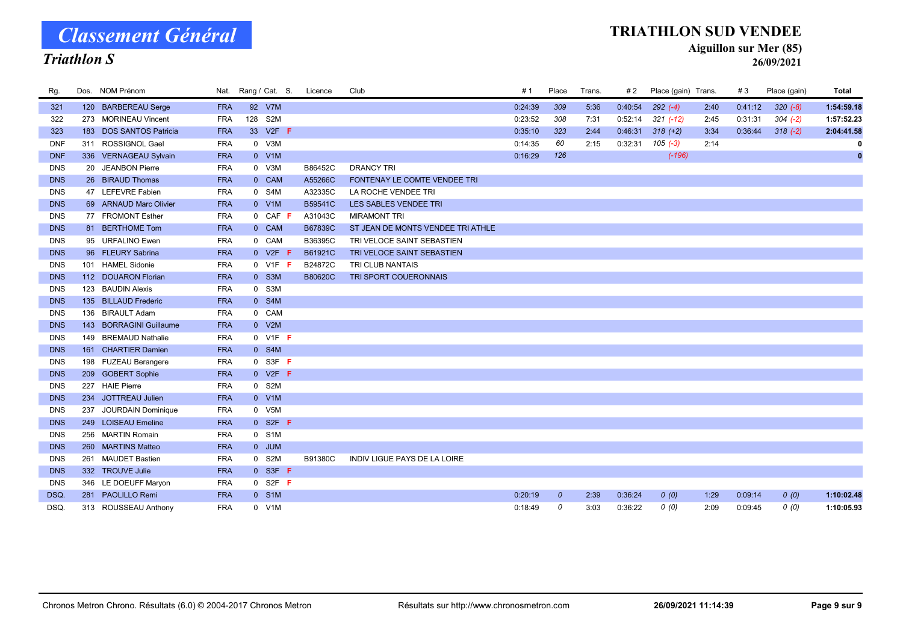# Classement Général

## Triathlon S

**TRIATHLON SUD VENDEE**

**Aiguillon sur Mer (85)**

**26/09/2021**

| Rg. | Dos. | NOM Prénom | Nat. | Rang / Cat. | S. | Licence | Club | # 1 | Place | Trans. | # 2 | Place (gain) | Trans. | # 3 | Place (gain) | Total |
|---|---|---|---|---|---|---|---|---|---|---|---|---|---|---|---|---|
| 321 | 120 | BARBEREAU Serge | FRA | 92 V7M | | | | 0:24:39 | 309 | 5:36 | 0:40:54 | 292 (-4) | 2:40 | 0:41:12 | 320 (-8) | 1:54:59.18 |
| 322 | 273 | MORINEAU Vincent | FRA | 128 S2M | | | | 0:23:52 | 308 | 7:31 | 0:52:14 | 321 (-12) | 2:45 | 0:31:31 | 304 (-2) | 1:57:52.23 |
| 323 | 183 | DOS SANTOS Patricia | FRA | 33 V2F | F | | | 0:35:10 | 323 | 2:44 | 0:46:31 | 318 (+2) | 3:34 | 0:36:44 | 318 (-2) | 2:04:41.58 |
| DNF | 311 | ROSSIGNOL Gael | FRA | 0 V3M | | | | 0:14:35 | 60 | 2:15 | 0:32:31 | 105 (-3) | 2:14 | | | 0 |
| DNF | 336 | VERNAGEAU Sylvain | FRA | 0 V1M | | | | 0:16:29 | 126 | | | (-196) | | | | 0 |
| DNS | 20 | JEANBON Pierre | FRA | 0 V3M | | B86452C | DRANCY TRI | | | | | | | | | |
| DNS | 26 | BIRAUD Thomas | FRA | 0 CAM | | A55266C | FONTENAY LE COMTE VENDEE TRI | | | | | | | | | |
| DNS | 47 | LEFEVRE Fabien | FRA | 0 S4M | | A32335C | LA ROCHE VENDEE TRI | | | | | | | | | |
| DNS | 69 | ARNAUD Marc Olivier | FRA | 0 V1M | | B59541C | LES SABLES VENDEE TRI | | | | | | | | | |
| DNS | 77 | FROMONT Esther | FRA | 0 CAF | F | A31043C | MIRAMONT TRI | | | | | | | | | |
| DNS | 81 | BERTHOME Tom | FRA | 0 CAM | | B67839C | ST JEAN DE MONTS VENDEE TRI ATHLE | | | | | | | | | |
| DNS | 95 | URFALINO Ewen | FRA | 0 CAM | | B36395C | TRI VELOCE SAINT SEBASTIEN | | | | | | | | | |
| DNS | 96 | FLEURY Sabrina | FRA | 0 V2F | F | B61921C | TRI VELOCE SAINT SEBASTIEN | | | | | | | | | |
| DNS | 101 | HAMEL Sidonie | FRA | 0 V1F | F | B24872C | TRI CLUB NANTAIS | | | | | | | | | |
| DNS | 112 | DOUARON Florian | FRA | 0 S3M | | B80620C | TRI SPORT COUERONNAIS | | | | | | | | | |
| DNS | 123 | BAUDIN Alexis | FRA | 0 S3M | | | | | | | | | | | | |
| DNS | 135 | BILLAUD Frederic | FRA | 0 S4M | | | | | | | | | | | | |
| DNS | 136 | BIRAULT Adam | FRA | 0 CAM | | | | | | | | | | | | |
| DNS | 143 | BORRAGINI Guillaume | FRA | 0 V2M | | | | | | | | | | | | |
| DNS | 149 | BREMAUD Nathalie | FRA | 0 V1F | F | | | | | | | | | | | |
| DNS | 161 | CHARTIER Damien | FRA | 0 S4M | | | | | | | | | | | | |
| DNS | 198 | FUZEAU Berangere | FRA | 0 S3F | F | | | | | | | | | | | |
| DNS | 209 | GOBERT Sophie | FRA | 0 V2F | F | | | | | | | | | | | |
| DNS | 227 | HAIE Pierre | FRA | 0 S2M | | | | | | | | | | | | |
| DNS | 234 | JOTTREAU Julien | FRA | 0 V1M | | | | | | | | | | | | |
| DNS | 237 | JOURDAIN Dominique | FRA | 0 V5M | | | | | | | | | | | | |
| DNS | 249 | LOISEAU Emeline | FRA | 0 S2F | F | | | | | | | | | | | |
| DNS | 256 | MARTIN Romain | FRA | 0 S1M | | | | | | | | | | | | |
| DNS | 260 | MARTINS Matteo | FRA | 0 JUM | | | | | | | | | | | | |
| DNS | 261 | MAUDET Bastien | FRA | 0 S2M | | B91380C | INDIV LIGUE PAYS DE LA LOIRE | | | | | | | | | |
| DNS | 332 | TROUVE Julie | FRA | 0 S3F | F | | | | | | | | | | | |
| DNS | 346 | LE DOEUFF Maryon | FRA | 0 S2F | F | | | | | | | | | | | |
| DSQ. | 281 | PAOLILLO Remi | FRA | 0 S1M | | | | 0:20:19 | 0 | 2:39 | 0:36:24 | 0 (0) | 1:29 | 0:09:14 | 0 (0) | 1:10:02.48 |
| DSQ. | 313 | ROUSSEAU Anthony | FRA | 0 V1M | | | | 0:18:49 | 0 | 3:03 | 0:36:22 | 0 (0) | 2:09 | 0:09:45 | 0 (0) | 1:10:05.93 |

Chronos Metron Chrono. Résultats (6.0) © 2004-2017 Chronos Metron — Résultats sur http://www.chronosmetron.com — 26/09/2021 11:14:39